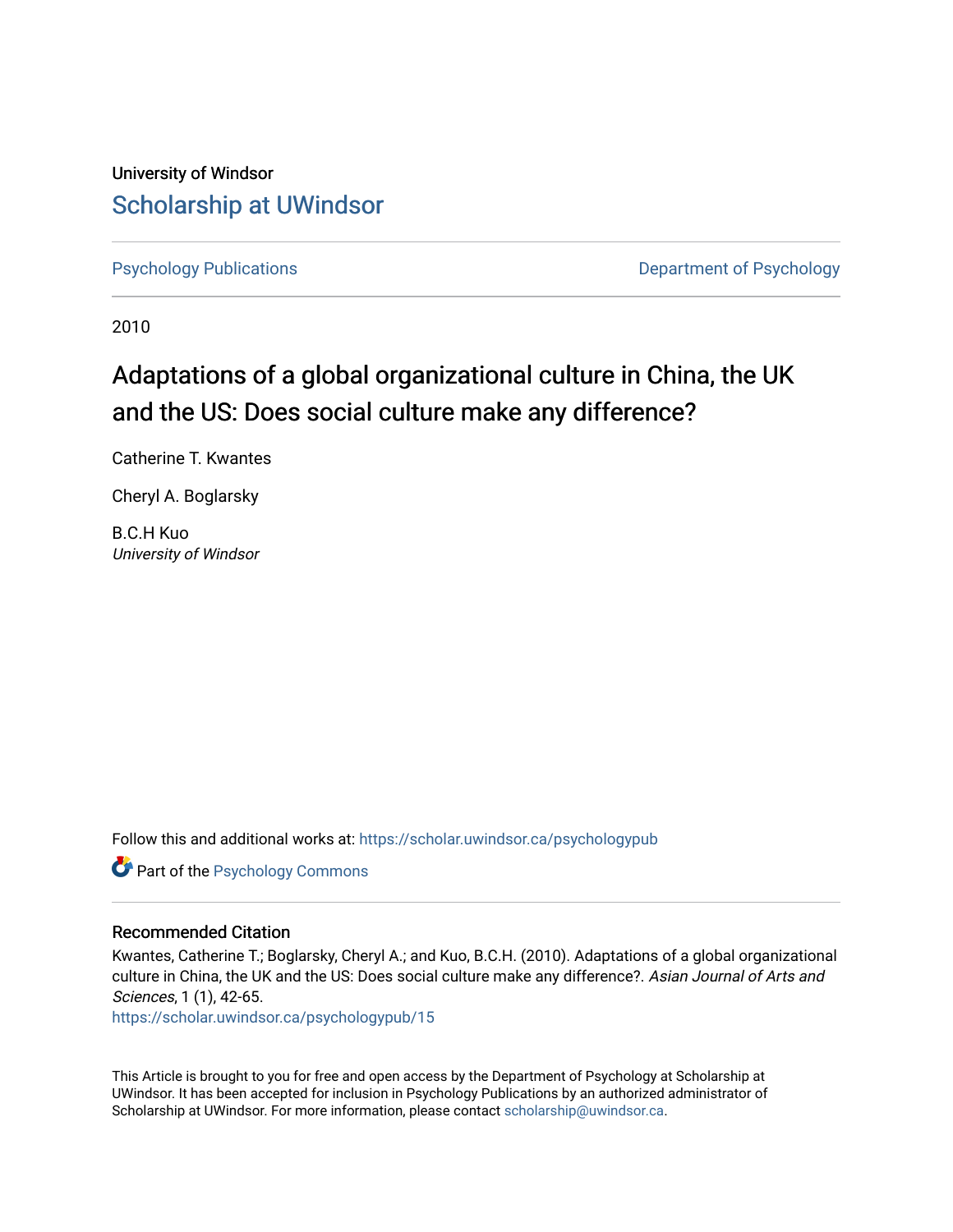University of Windsor

# Scholarship at UWindsor

Psychology Publications

Department of Psychology

2010

# Adaptations of a global organizational culture in China, the UK and the US: Does social culture make any difference?

Catherine T. Kwantes

Cheryl A. Boglarsky

B.C.H Kuo
*University of Windsor*

Follow this and additional works at: https://scholar.uwindsor.ca/psychologypub

Part of the Psychology Commons

## Recommended Citation

Kwantes, Catherine T.; Boglarsky, Cheryl A.; and Kuo, B.C.H. (2010). Adaptations of a global organizational culture in China, the UK and the US: Does social culture make any difference?. *Asian Journal of Arts and Sciences*, 1 (1), 42-65.
https://scholar.uwindsor.ca/psychologypub/15

This Article is brought to you for free and open access by the Department of Psychology at Scholarship at UWindsor. It has been accepted for inclusion in Psychology Publications by an authorized administrator of Scholarship at UWindsor. For more information, please contact scholarship@uwindsor.ca.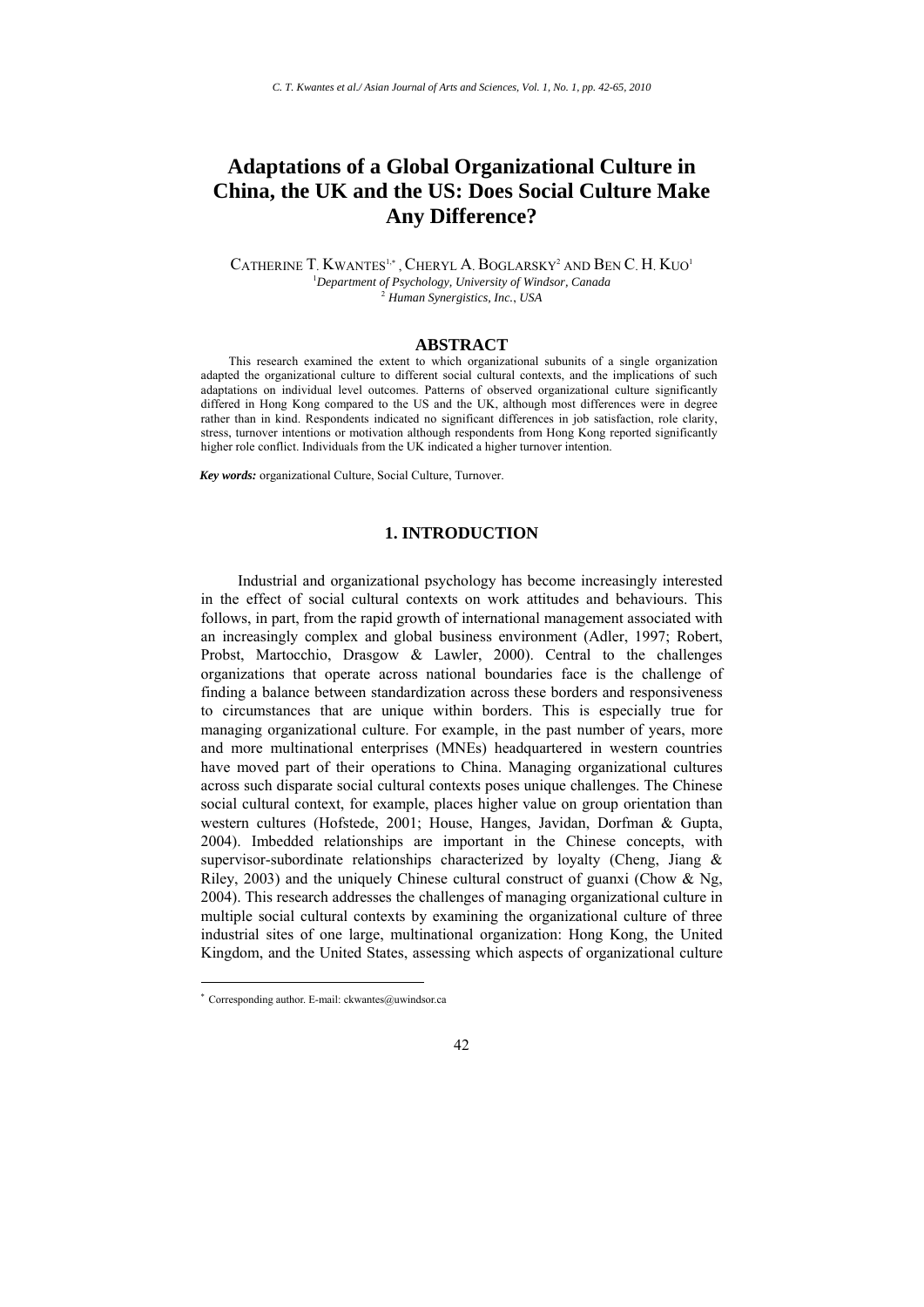# Adaptations of a Global Organizational Culture in China, the UK and the US: Does Social Culture Make Any Difference?

CATHERINE T. KWANTES[1,*], CHERYL A. BOGLARSKY[2] AND BEN C. H. KUO[1]

[1] *Department of Psychology, University of Windsor, Canada*
[2] *Human Synergistics, Inc., USA*

## ABSTRACT

This research examined the extent to which organizational subunits of a single organization adapted the organizational culture to different social cultural contexts, and the implications of such adaptations on individual level outcomes. Patterns of observed organizational culture significantly differed in Hong Kong compared to the US and the UK, although most differences were in degree rather than in kind. Respondents indicated no significant differences in job satisfaction, role clarity, stress, turnover intentions or motivation although respondents from Hong Kong reported significantly higher role conflict. Individuals from the UK indicated a higher turnover intention.

***Key words:*** organizational Culture, Social Culture, Turnover.

## 1. INTRODUCTION

Industrial and organizational psychology has become increasingly interested in the effect of social cultural contexts on work attitudes and behaviours. This follows, in part, from the rapid growth of international management associated with an increasingly complex and global business environment (Adler, 1997; Robert, Probst, Martocchio, Drasgow & Lawler, 2000). Central to the challenges organizations that operate across national boundaries face is the challenge of finding a balance between standardization across these borders and responsiveness to circumstances that are unique within borders. This is especially true for managing organizational culture. For example, in the past number of years, more and more multinational enterprises (MNEs) headquartered in western countries have moved part of their operations to China. Managing organizational cultures across such disparate social cultural contexts poses unique challenges. The Chinese social cultural context, for example, places higher value on group orientation than western cultures (Hofstede, 2001; House, Hanges, Javidan, Dorfman & Gupta, 2004). Imbedded relationships are important in the Chinese concepts, with supervisor-subordinate relationships characterized by loyalty (Cheng, Jiang & Riley, 2003) and the uniquely Chinese cultural construct of guanxi (Chow & Ng, 2004). This research addresses the challenges of managing organizational culture in multiple social cultural contexts by examining the organizational culture of three industrial sites of one large, multinational organization: Hong Kong, the United Kingdom, and the United States, assessing which aspects of organizational culture

[*] Corresponding author. E-mail: ckwantes@uwindsor.ca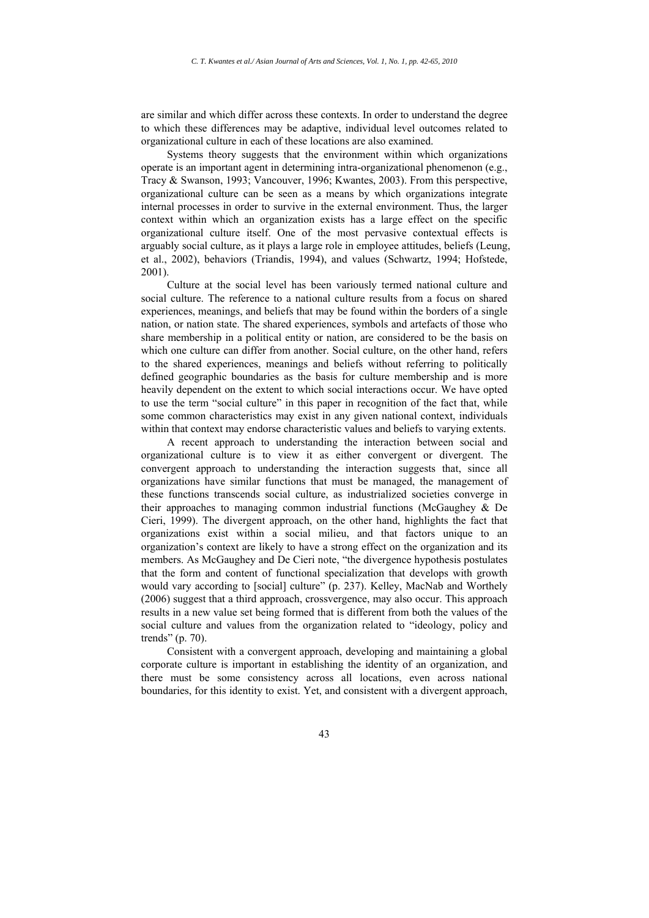are similar and which differ across these contexts. In order to understand the degree to which these differences may be adaptive, individual level outcomes related to organizational culture in each of these locations are also examined.

Systems theory suggests that the environment within which organizations operate is an important agent in determining intra-organizational phenomenon (e.g., Tracy & Swanson, 1993; Vancouver, 1996; Kwantes, 2003). From this perspective, organizational culture can be seen as a means by which organizations integrate internal processes in order to survive in the external environment. Thus, the larger context within which an organization exists has a large effect on the specific organizational culture itself. One of the most pervasive contextual effects is arguably social culture, as it plays a large role in employee attitudes, beliefs (Leung, et al., 2002), behaviors (Triandis, 1994), and values (Schwartz, 1994; Hofstede, 2001).

Culture at the social level has been variously termed national culture and social culture. The reference to a national culture results from a focus on shared experiences, meanings, and beliefs that may be found within the borders of a single nation, or nation state. The shared experiences, symbols and artefacts of those who share membership in a political entity or nation, are considered to be the basis on which one culture can differ from another. Social culture, on the other hand, refers to the shared experiences, meanings and beliefs without referring to politically defined geographic boundaries as the basis for culture membership and is more heavily dependent on the extent to which social interactions occur. We have opted to use the term "social culture" in this paper in recognition of the fact that, while some common characteristics may exist in any given national context, individuals within that context may endorse characteristic values and beliefs to varying extents.

A recent approach to understanding the interaction between social and organizational culture is to view it as either convergent or divergent. The convergent approach to understanding the interaction suggests that, since all organizations have similar functions that must be managed, the management of these functions transcends social culture, as industrialized societies converge in their approaches to managing common industrial functions (McGaughey & De Cieri, 1999). The divergent approach, on the other hand, highlights the fact that organizations exist within a social milieu, and that factors unique to an organization's context are likely to have a strong effect on the organization and its members. As McGaughey and De Cieri note, "the divergence hypothesis postulates that the form and content of functional specialization that develops with growth would vary according to [social] culture" (p. 237). Kelley, MacNab and Worthely (2006) suggest that a third approach, crossvergence, may also occur. This approach results in a new value set being formed that is different from both the values of the social culture and values from the organization related to "ideology, policy and trends" (p. 70).

Consistent with a convergent approach, developing and maintaining a global corporate culture is important in establishing the identity of an organization, and there must be some consistency across all locations, even across national boundaries, for this identity to exist. Yet, and consistent with a divergent approach,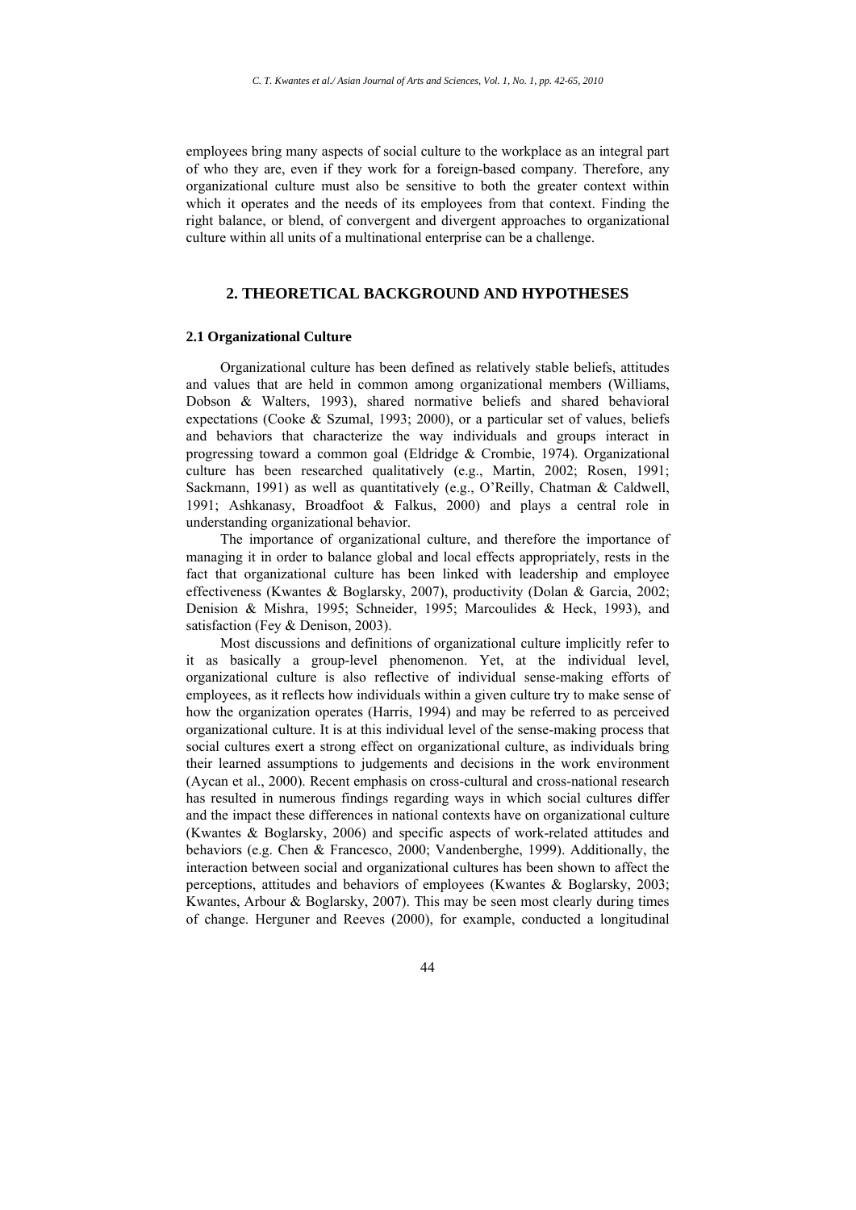employees bring many aspects of social culture to the workplace as an integral part of who they are, even if they work for a foreign-based company. Therefore, any organizational culture must also be sensitive to both the greater context within which it operates and the needs of its employees from that context. Finding the right balance, or blend, of convergent and divergent approaches to organizational culture within all units of a multinational enterprise can be a challenge.

## 2. THEORETICAL BACKGROUND AND HYPOTHESES

### 2.1 Organizational Culture

Organizational culture has been defined as relatively stable beliefs, attitudes and values that are held in common among organizational members (Williams, Dobson & Walters, 1993), shared normative beliefs and shared behavioral expectations (Cooke & Szumal, 1993; 2000), or a particular set of values, beliefs and behaviors that characterize the way individuals and groups interact in progressing toward a common goal (Eldridge & Crombie, 1974). Organizational culture has been researched qualitatively (e.g., Martin, 2002; Rosen, 1991; Sackmann, 1991) as well as quantitatively (e.g., O'Reilly, Chatman & Caldwell, 1991; Ashkanasy, Broadfoot & Falkus, 2000) and plays a central role in understanding organizational behavior.

The importance of organizational culture, and therefore the importance of managing it in order to balance global and local effects appropriately, rests in the fact that organizational culture has been linked with leadership and employee effectiveness (Kwantes & Boglarsky, 2007), productivity (Dolan & Garcia, 2002; Denision & Mishra, 1995; Schneider, 1995; Marcoulides & Heck, 1993), and satisfaction (Fey & Denison, 2003).

Most discussions and definitions of organizational culture implicitly refer to it as basically a group-level phenomenon. Yet, at the individual level, organizational culture is also reflective of individual sense-making efforts of employees, as it reflects how individuals within a given culture try to make sense of how the organization operates (Harris, 1994) and may be referred to as perceived organizational culture. It is at this individual level of the sense-making process that social cultures exert a strong effect on organizational culture, as individuals bring their learned assumptions to judgements and decisions in the work environment (Aycan et al., 2000). Recent emphasis on cross-cultural and cross-national research has resulted in numerous findings regarding ways in which social cultures differ and the impact these differences in national contexts have on organizational culture (Kwantes & Boglarsky, 2006) and specific aspects of work-related attitudes and behaviors (e.g. Chen & Francesco, 2000; Vandenberghe, 1999). Additionally, the interaction between social and organizational cultures has been shown to affect the perceptions, attitudes and behaviors of employees (Kwantes & Boglarsky, 2003; Kwantes, Arbour & Boglarsky, 2007). This may be seen most clearly during times of change. Herguner and Reeves (2000), for example, conducted a longitudinal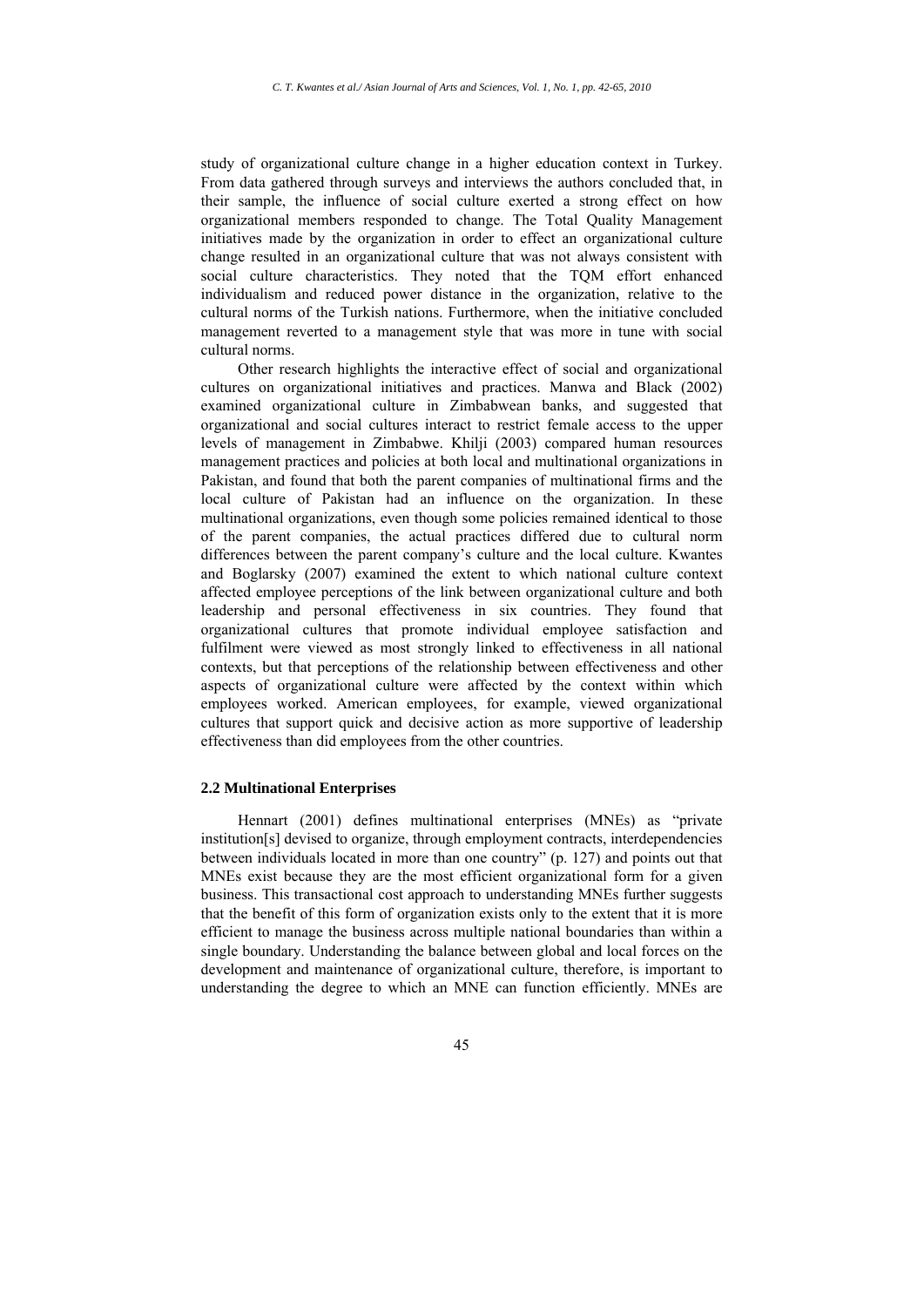study of organizational culture change in a higher education context in Turkey. From data gathered through surveys and interviews the authors concluded that, in their sample, the influence of social culture exerted a strong effect on how organizational members responded to change. The Total Quality Management initiatives made by the organization in order to effect an organizational culture change resulted in an organizational culture that was not always consistent with social culture characteristics. They noted that the TQM effort enhanced individualism and reduced power distance in the organization, relative to the cultural norms of the Turkish nations. Furthermore, when the initiative concluded management reverted to a management style that was more in tune with social cultural norms.

Other research highlights the interactive effect of social and organizational cultures on organizational initiatives and practices. Manwa and Black (2002) examined organizational culture in Zimbabwean banks, and suggested that organizational and social cultures interact to restrict female access to the upper levels of management in Zimbabwe. Khilji (2003) compared human resources management practices and policies at both local and multinational organizations in Pakistan, and found that both the parent companies of multinational firms and the local culture of Pakistan had an influence on the organization. In these multinational organizations, even though some policies remained identical to those of the parent companies, the actual practices differed due to cultural norm differences between the parent company's culture and the local culture. Kwantes and Boglarsky (2007) examined the extent to which national culture context affected employee perceptions of the link between organizational culture and both leadership and personal effectiveness in six countries. They found that organizational cultures that promote individual employee satisfaction and fulfilment were viewed as most strongly linked to effectiveness in all national contexts, but that perceptions of the relationship between effectiveness and other aspects of organizational culture were affected by the context within which employees worked. American employees, for example, viewed organizational cultures that support quick and decisive action as more supportive of leadership effectiveness than did employees from the other countries.

### 2.2 Multinational Enterprises

Hennart (2001) defines multinational enterprises (MNEs) as "private institution[s] devised to organize, through employment contracts, interdependencies between individuals located in more than one country" (p. 127) and points out that MNEs exist because they are the most efficient organizational form for a given business. This transactional cost approach to understanding MNEs further suggests that the benefit of this form of organization exists only to the extent that it is more efficient to manage the business across multiple national boundaries than within a single boundary. Understanding the balance between global and local forces on the development and maintenance of organizational culture, therefore, is important to understanding the degree to which an MNE can function efficiently. MNEs are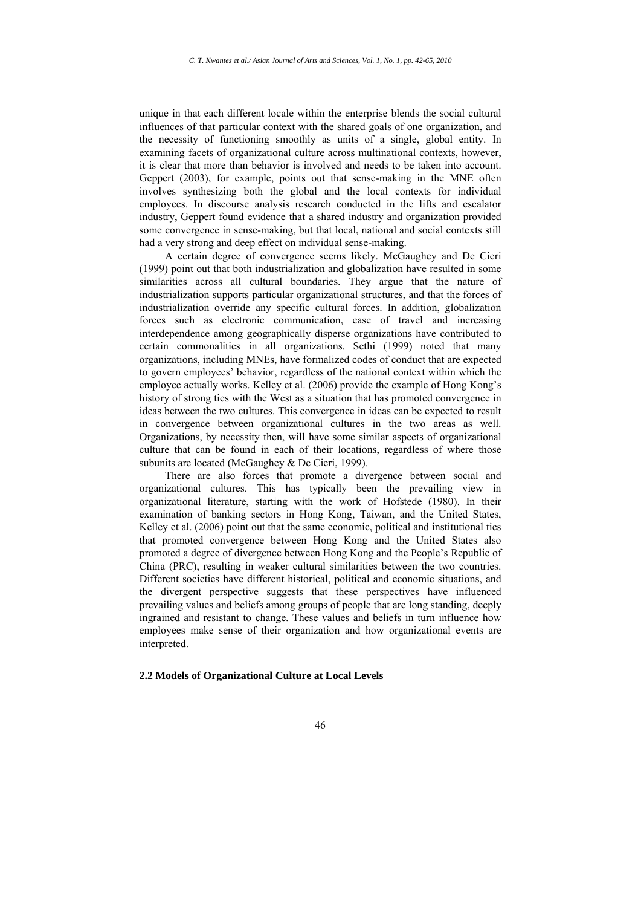unique in that each different locale within the enterprise blends the social cultural influences of that particular context with the shared goals of one organization, and the necessity of functioning smoothly as units of a single, global entity. In examining facets of organizational culture across multinational contexts, however, it is clear that more than behavior is involved and needs to be taken into account. Geppert (2003), for example, points out that sense-making in the MNE often involves synthesizing both the global and the local contexts for individual employees. In discourse analysis research conducted in the lifts and escalator industry, Geppert found evidence that a shared industry and organization provided some convergence in sense-making, but that local, national and social contexts still had a very strong and deep effect on individual sense-making.

A certain degree of convergence seems likely. McGaughey and De Cieri (1999) point out that both industrialization and globalization have resulted in some similarities across all cultural boundaries. They argue that the nature of industrialization supports particular organizational structures, and that the forces of industrialization override any specific cultural forces. In addition, globalization forces such as electronic communication, ease of travel and increasing interdependence among geographically disperse organizations have contributed to certain commonalities in all organizations. Sethi (1999) noted that many organizations, including MNEs, have formalized codes of conduct that are expected to govern employees' behavior, regardless of the national context within which the employee actually works. Kelley et al. (2006) provide the example of Hong Kong's history of strong ties with the West as a situation that has promoted convergence in ideas between the two cultures. This convergence in ideas can be expected to result in convergence between organizational cultures in the two areas as well. Organizations, by necessity then, will have some similar aspects of organizational culture that can be found in each of their locations, regardless of where those subunits are located (McGaughey & De Cieri, 1999).

There are also forces that promote a divergence between social and organizational cultures. This has typically been the prevailing view in organizational literature, starting with the work of Hofstede (1980). In their examination of banking sectors in Hong Kong, Taiwan, and the United States, Kelley et al. (2006) point out that the same economic, political and institutional ties that promoted convergence between Hong Kong and the United States also promoted a degree of divergence between Hong Kong and the People's Republic of China (PRC), resulting in weaker cultural similarities between the two countries. Different societies have different historical, political and economic situations, and the divergent perspective suggests that these perspectives have influenced prevailing values and beliefs among groups of people that are long standing, deeply ingrained and resistant to change. These values and beliefs in turn influence how employees make sense of their organization and how organizational events are interpreted.

### 2.2 Models of Organizational Culture at Local Levels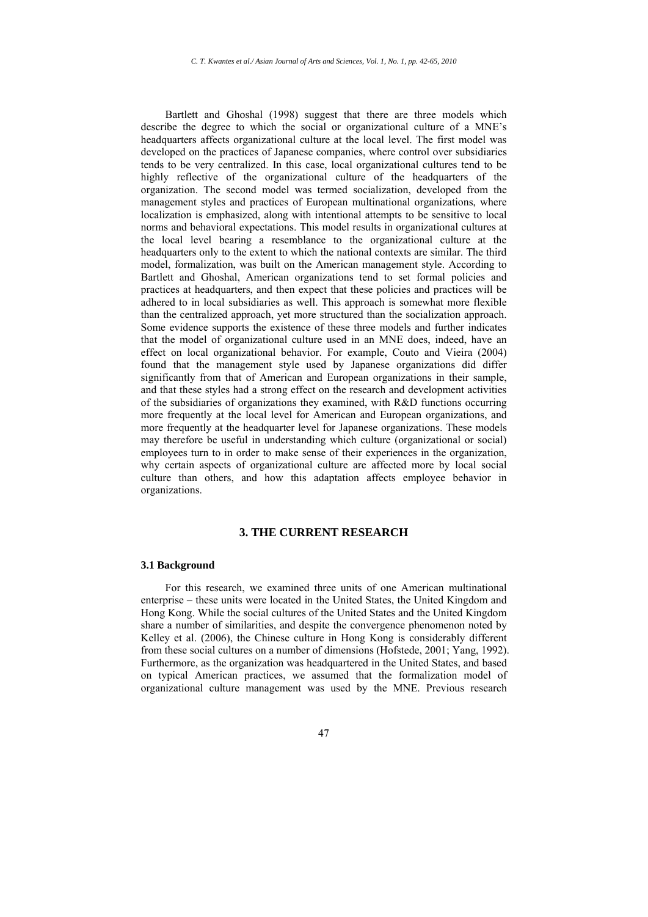Bartlett and Ghoshal (1998) suggest that there are three models which describe the degree to which the social or organizational culture of a MNE's headquarters affects organizational culture at the local level. The first model was developed on the practices of Japanese companies, where control over subsidiaries tends to be very centralized. In this case, local organizational cultures tend to be highly reflective of the organizational culture of the headquarters of the organization. The second model was termed socialization, developed from the management styles and practices of European multinational organizations, where localization is emphasized, along with intentional attempts to be sensitive to local norms and behavioral expectations. This model results in organizational cultures at the local level bearing a resemblance to the organizational culture at the headquarters only to the extent to which the national contexts are similar. The third model, formalization, was built on the American management style. According to Bartlett and Ghoshal, American organizations tend to set formal policies and practices at headquarters, and then expect that these policies and practices will be adhered to in local subsidiaries as well. This approach is somewhat more flexible than the centralized approach, yet more structured than the socialization approach. Some evidence supports the existence of these three models and further indicates that the model of organizational culture used in an MNE does, indeed, have an effect on local organizational behavior. For example, Couto and Vieira (2004) found that the management style used by Japanese organizations did differ significantly from that of American and European organizations in their sample, and that these styles had a strong effect on the research and development activities of the subsidiaries of organizations they examined, with R&D functions occurring more frequently at the local level for American and European organizations, and more frequently at the headquarter level for Japanese organizations. These models may therefore be useful in understanding which culture (organizational or social) employees turn to in order to make sense of their experiences in the organization, why certain aspects of organizational culture are affected more by local social culture than others, and how this adaptation affects employee behavior in organizations.

## 3. THE CURRENT RESEARCH

### 3.1 Background

For this research, we examined three units of one American multinational enterprise – these units were located in the United States, the United Kingdom and Hong Kong. While the social cultures of the United States and the United Kingdom share a number of similarities, and despite the convergence phenomenon noted by Kelley et al. (2006), the Chinese culture in Hong Kong is considerably different from these social cultures on a number of dimensions (Hofstede, 2001; Yang, 1992). Furthermore, as the organization was headquartered in the United States, and based on typical American practices, we assumed that the formalization model of organizational culture management was used by the MNE. Previous research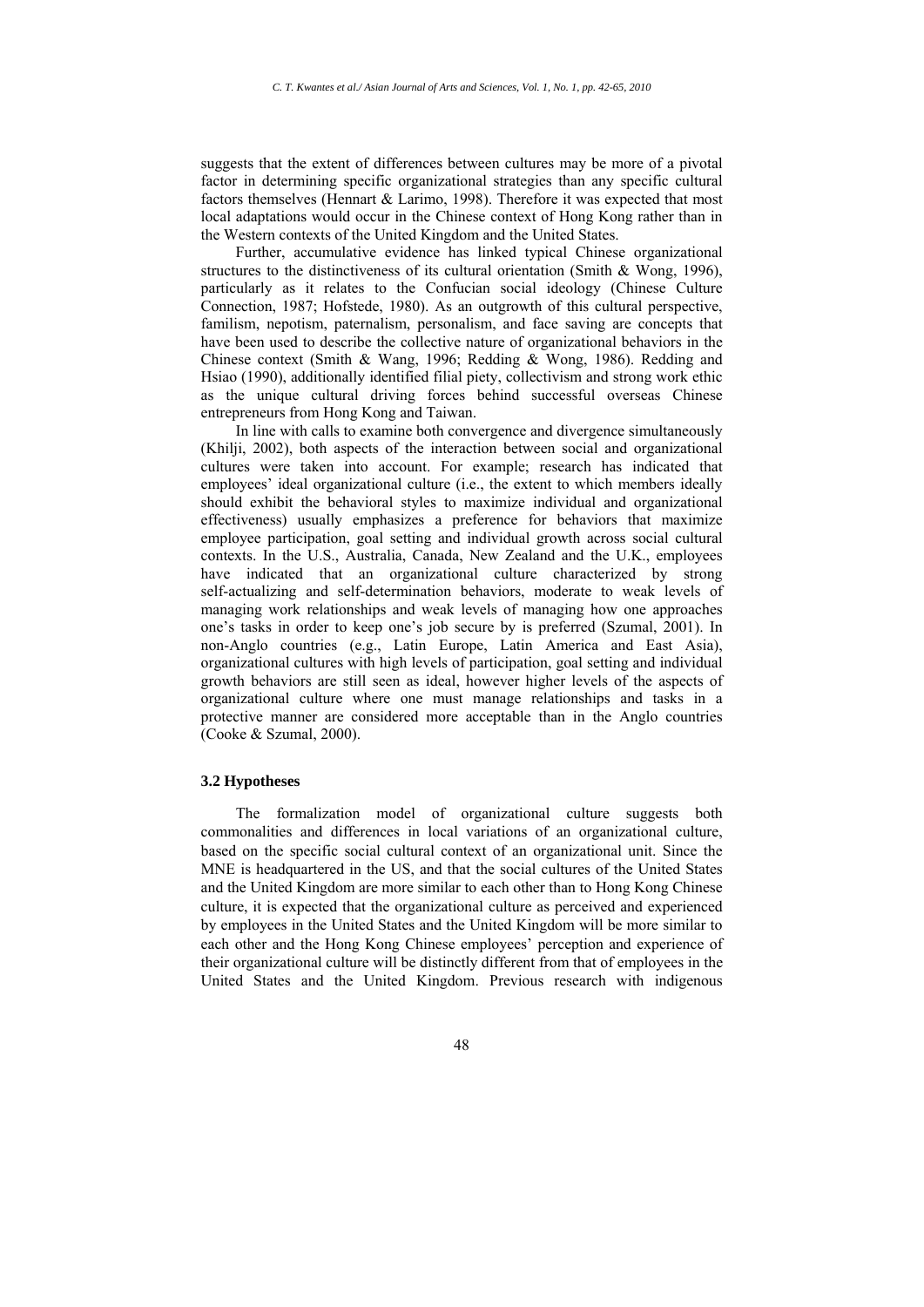suggests that the extent of differences between cultures may be more of a pivotal factor in determining specific organizational strategies than any specific cultural factors themselves (Hennart & Larimo, 1998). Therefore it was expected that most local adaptations would occur in the Chinese context of Hong Kong rather than in the Western contexts of the United Kingdom and the United States.

Further, accumulative evidence has linked typical Chinese organizational structures to the distinctiveness of its cultural orientation (Smith & Wong, 1996), particularly as it relates to the Confucian social ideology (Chinese Culture Connection, 1987; Hofstede, 1980). As an outgrowth of this cultural perspective, familism, nepotism, paternalism, personalism, and face saving are concepts that have been used to describe the collective nature of organizational behaviors in the Chinese context (Smith & Wang, 1996; Redding & Wong, 1986). Redding and Hsiao (1990), additionally identified filial piety, collectivism and strong work ethic as the unique cultural driving forces behind successful overseas Chinese entrepreneurs from Hong Kong and Taiwan.

In line with calls to examine both convergence and divergence simultaneously (Khilji, 2002), both aspects of the interaction between social and organizational cultures were taken into account. For example; research has indicated that employees' ideal organizational culture (i.e., the extent to which members ideally should exhibit the behavioral styles to maximize individual and organizational effectiveness) usually emphasizes a preference for behaviors that maximize employee participation, goal setting and individual growth across social cultural contexts. In the U.S., Australia, Canada, New Zealand and the U.K., employees have indicated that an organizational culture characterized by strong self-actualizing and self-determination behaviors, moderate to weak levels of managing work relationships and weak levels of managing how one approaches one's tasks in order to keep one's job secure by is preferred (Szumal, 2001). In non-Anglo countries (e.g., Latin Europe, Latin America and East Asia), organizational cultures with high levels of participation, goal setting and individual growth behaviors are still seen as ideal, however higher levels of the aspects of organizational culture where one must manage relationships and tasks in a protective manner are considered more acceptable than in the Anglo countries (Cooke & Szumal, 2000).

### 3.2 Hypotheses

The formalization model of organizational culture suggests both commonalities and differences in local variations of an organizational culture, based on the specific social cultural context of an organizational unit. Since the MNE is headquartered in the US, and that the social cultures of the United States and the United Kingdom are more similar to each other than to Hong Kong Chinese culture, it is expected that the organizational culture as perceived and experienced by employees in the United States and the United Kingdom will be more similar to each other and the Hong Kong Chinese employees' perception and experience of their organizational culture will be distinctly different from that of employees in the United States and the United Kingdom. Previous research with indigenous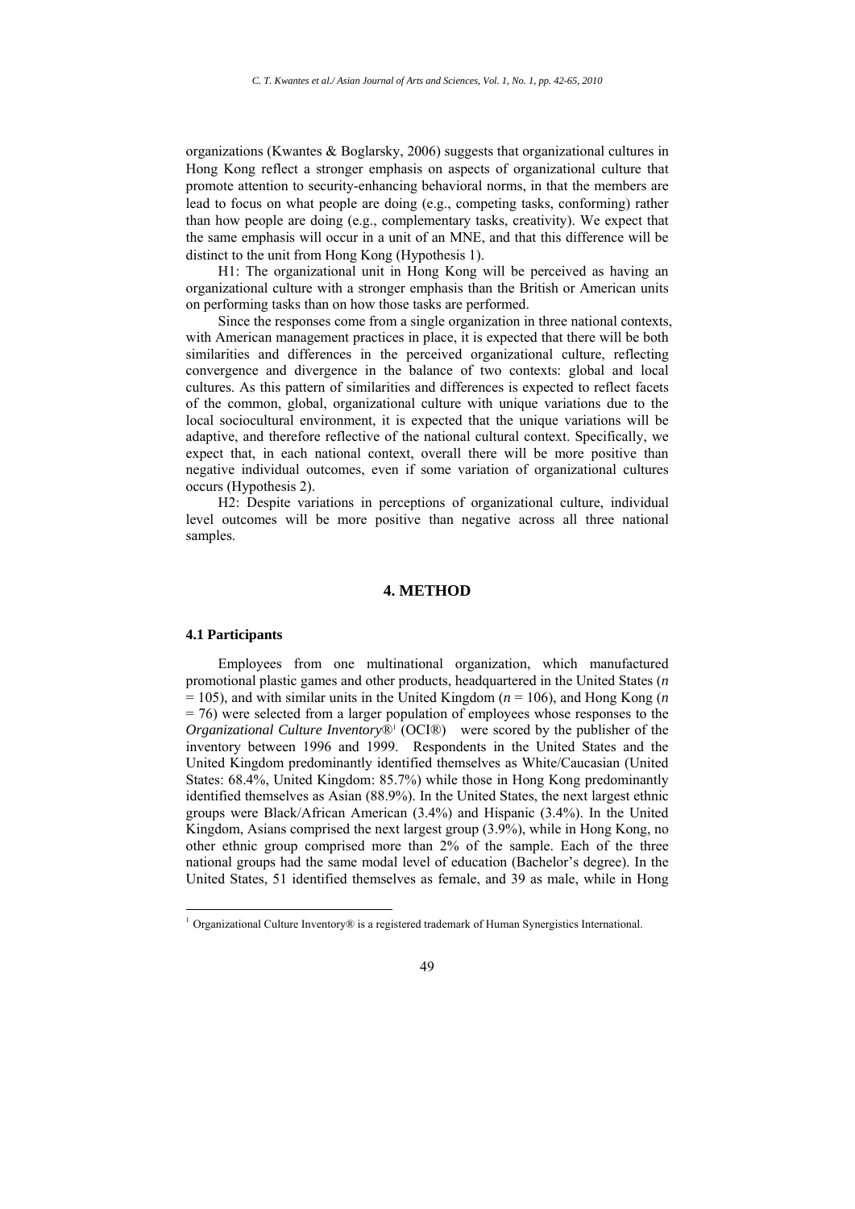organizations (Kwantes & Boglarsky, 2006) suggests that organizational cultures in Hong Kong reflect a stronger emphasis on aspects of organizational culture that promote attention to security-enhancing behavioral norms, in that the members are lead to focus on what people are doing (e.g., competing tasks, conforming) rather than how people are doing (e.g., complementary tasks, creativity). We expect that the same emphasis will occur in a unit of an MNE, and that this difference will be distinct to the unit from Hong Kong (Hypothesis 1).

H1: The organizational unit in Hong Kong will be perceived as having an organizational culture with a stronger emphasis than the British or American units on performing tasks than on how those tasks are performed.

Since the responses come from a single organization in three national contexts, with American management practices in place, it is expected that there will be both similarities and differences in the perceived organizational culture, reflecting convergence and divergence in the balance of two contexts: global and local cultures. As this pattern of similarities and differences is expected to reflect facets of the common, global, organizational culture with unique variations due to the local sociocultural environment, it is expected that the unique variations will be adaptive, and therefore reflective of the national cultural context. Specifically, we expect that, in each national context, overall there will be more positive than negative individual outcomes, even if some variation of organizational cultures occurs (Hypothesis 2).

H2: Despite variations in perceptions of organizational culture, individual level outcomes will be more positive than negative across all three national samples.

## 4. METHOD

### 4.1 Participants

Employees from one multinational organization, which manufactured promotional plastic games and other products, headquartered in the United States ($n$ = 105), and with similar units in the United Kingdom ($n$ = 106), and Hong Kong ($n$ = 76) were selected from a larger population of employees whose responses to the *Organizational Culture Inventory*®[1] (OCI®) were scored by the publisher of the inventory between 1996 and 1999. Respondents in the United States and the United Kingdom predominantly identified themselves as White/Caucasian (United States: 68.4%, United Kingdom: 85.7%) while those in Hong Kong predominantly identified themselves as Asian (88.9%). In the United States, the next largest ethnic groups were Black/African American (3.4%) and Hispanic (3.4%). In the United Kingdom, Asians comprised the next largest group (3.9%), while in Hong Kong, no other ethnic group comprised more than 2% of the sample. Each of the three national groups had the same modal level of education (Bachelor's degree). In the United States, 51 identified themselves as female, and 39 as male, while in Hong

[1] Organizational Culture Inventory® is a registered trademark of Human Synergistics International.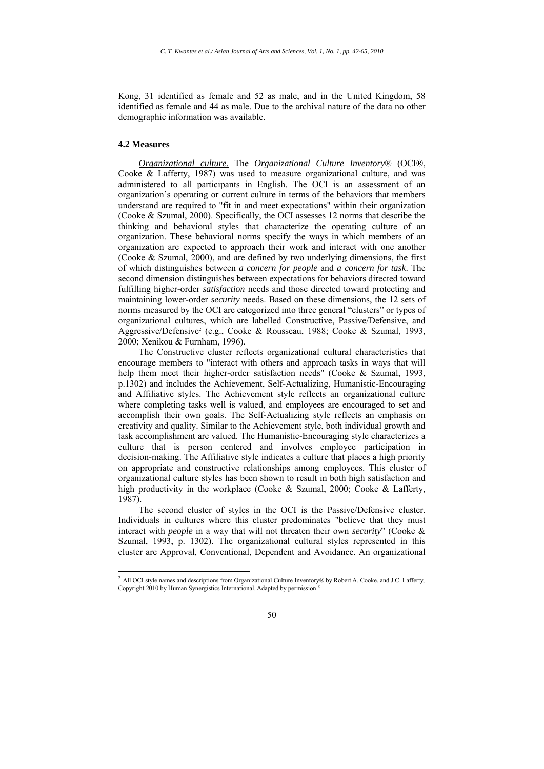Kong, 31 identified as female and 52 as male, and in the United Kingdom, 58 identified as female and 44 as male. Due to the archival nature of the data no other demographic information was available.

### 4.2 Measures

*Organizational culture.* The *Organizational Culture Inventory®* (OCI®, Cooke & Lafferty, 1987) was used to measure organizational culture, and was administered to all participants in English. The OCI is an assessment of an organization's operating or current culture in terms of the behaviors that members understand are required to "fit in and meet expectations" within their organization (Cooke & Szumal, 2000). Specifically, the OCI assesses 12 norms that describe the thinking and behavioral styles that characterize the operating culture of an organization. These behavioral norms specify the ways in which members of an organization are expected to approach their work and interact with one another (Cooke & Szumal, 2000), and are defined by two underlying dimensions, the first of which distinguishes between *a concern for people* and *a concern for task*. The second dimension distinguishes between expectations for behaviors directed toward fulfilling higher-order *satisfaction* needs and those directed toward protecting and maintaining lower-order *security* needs. Based on these dimensions, the 12 sets of norms measured by the OCI are categorized into three general "clusters" or types of organizational cultures, which are labelled Constructive, Passive/Defensive, and Aggressive/Defensive[2] (e.g., Cooke & Rousseau, 1988; Cooke & Szumal, 1993, 2000; Xenikou & Furnham, 1996).

The Constructive cluster reflects organizational cultural characteristics that encourage members to "interact with others and approach tasks in ways that will help them meet their higher-order satisfaction needs" (Cooke & Szumal, 1993, p.1302) and includes the Achievement, Self-Actualizing, Humanistic-Encouraging and Affiliative styles. The Achievement style reflects an organizational culture where completing tasks well is valued, and employees are encouraged to set and accomplish their own goals. The Self-Actualizing style reflects an emphasis on creativity and quality. Similar to the Achievement style, both individual growth and task accomplishment are valued. The Humanistic-Encouraging style characterizes a culture that is person centered and involves employee participation in decision-making. The Affiliative style indicates a culture that places a high priority on appropriate and constructive relationships among employees. This cluster of organizational culture styles has been shown to result in both high satisfaction and high productivity in the workplace (Cooke & Szumal, 2000; Cooke & Lafferty, 1987).

The second cluster of styles in the OCI is the Passive/Defensive cluster. Individuals in cultures where this cluster predominates "believe that they must interact with *people* in a way that will not threaten their own *security*" (Cooke & Szumal, 1993, p. 1302). The organizational cultural styles represented in this cluster are Approval, Conventional, Dependent and Avoidance. An organizational

[2] All OCI style names and descriptions from Organizational Culture Inventory® by Robert A. Cooke, and J.C. Lafferty, Copyright 2010 by Human Synergistics International. Adapted by permission."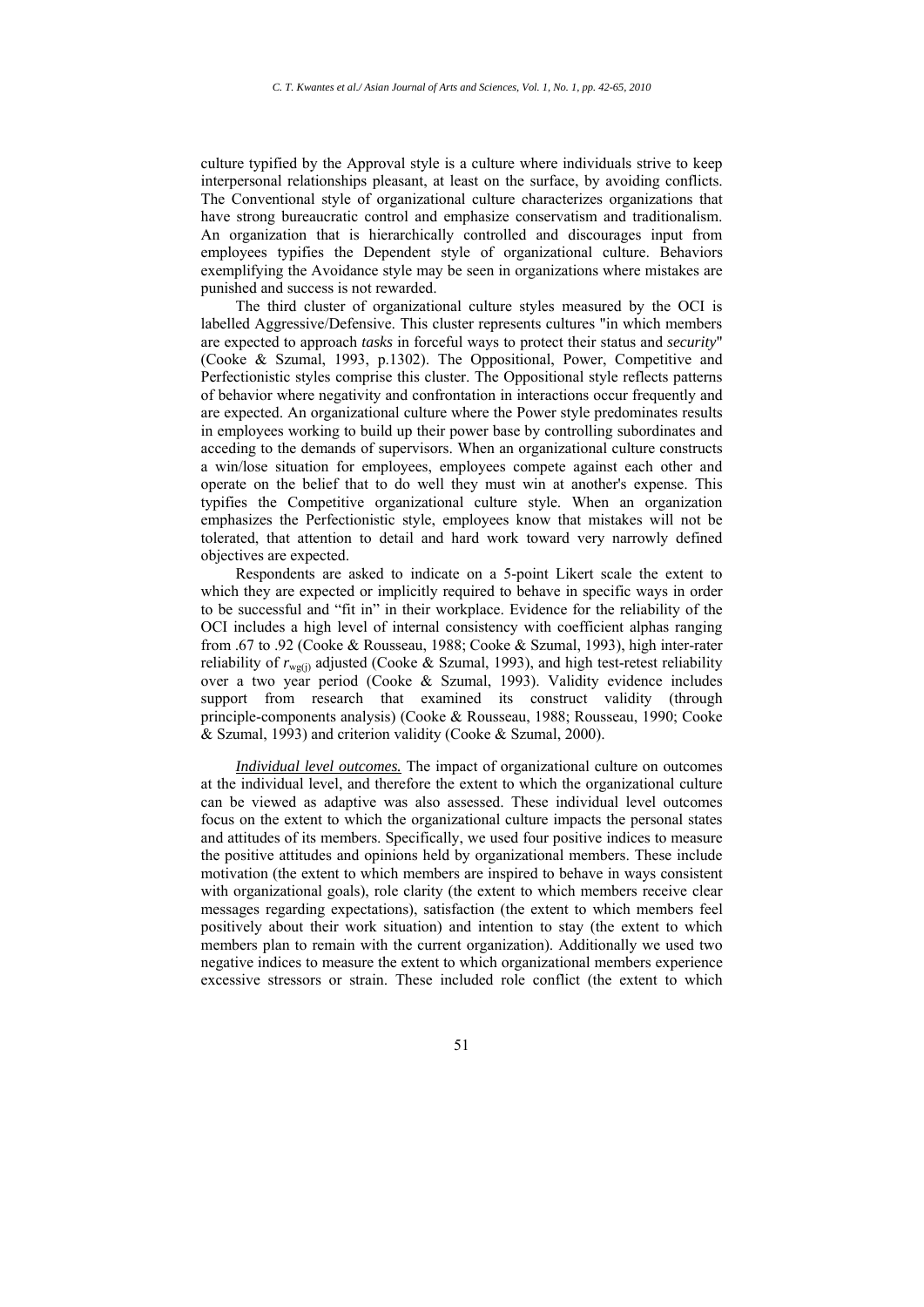culture typified by the Approval style is a culture where individuals strive to keep interpersonal relationships pleasant, at least on the surface, by avoiding conflicts. The Conventional style of organizational culture characterizes organizations that have strong bureaucratic control and emphasize conservatism and traditionalism. An organization that is hierarchically controlled and discourages input from employees typifies the Dependent style of organizational culture. Behaviors exemplifying the Avoidance style may be seen in organizations where mistakes are punished and success is not rewarded.

The third cluster of organizational culture styles measured by the OCI is labelled Aggressive/Defensive. This cluster represents cultures "in which members are expected to approach *tasks* in forceful ways to protect their status and *security*" (Cooke & Szumal, 1993, p.1302). The Oppositional, Power, Competitive and Perfectionistic styles comprise this cluster. The Oppositional style reflects patterns of behavior where negativity and confrontation in interactions occur frequently and are expected. An organizational culture where the Power style predominates results in employees working to build up their power base by controlling subordinates and acceding to the demands of supervisors. When an organizational culture constructs a win/lose situation for employees, employees compete against each other and operate on the belief that to do well they must win at another's expense. This typifies the Competitive organizational culture style. When an organization emphasizes the Perfectionistic style, employees know that mistakes will not be tolerated, that attention to detail and hard work toward very narrowly defined objectives are expected.

Respondents are asked to indicate on a 5-point Likert scale the extent to which they are expected or implicitly required to behave in specific ways in order to be successful and "fit in" in their workplace. Evidence for the reliability of the OCI includes a high level of internal consistency with coefficient alphas ranging from .67 to .92 (Cooke & Rousseau, 1988; Cooke & Szumal, 1993), high inter-rater reliability of $r_{wg(j)}$ adjusted (Cooke & Szumal, 1993), and high test-retest reliability over a two year period (Cooke & Szumal, 1993). Validity evidence includes support from research that examined its construct validity (through principle-components analysis) (Cooke & Rousseau, 1988; Rousseau, 1990; Cooke & Szumal, 1993) and criterion validity (Cooke & Szumal, 2000).

***Individual level outcomes.*** The impact of organizational culture on outcomes at the individual level, and therefore the extent to which the organizational culture can be viewed as adaptive was also assessed. These individual level outcomes focus on the extent to which the organizational culture impacts the personal states and attitudes of its members. Specifically, we used four positive indices to measure the positive attitudes and opinions held by organizational members. These include motivation (the extent to which members are inspired to behave in ways consistent with organizational goals), role clarity (the extent to which members receive clear messages regarding expectations), satisfaction (the extent to which members feel positively about their work situation) and intention to stay (the extent to which members plan to remain with the current organization). Additionally we used two negative indices to measure the extent to which organizational members experience excessive stressors or strain. These included role conflict (the extent to which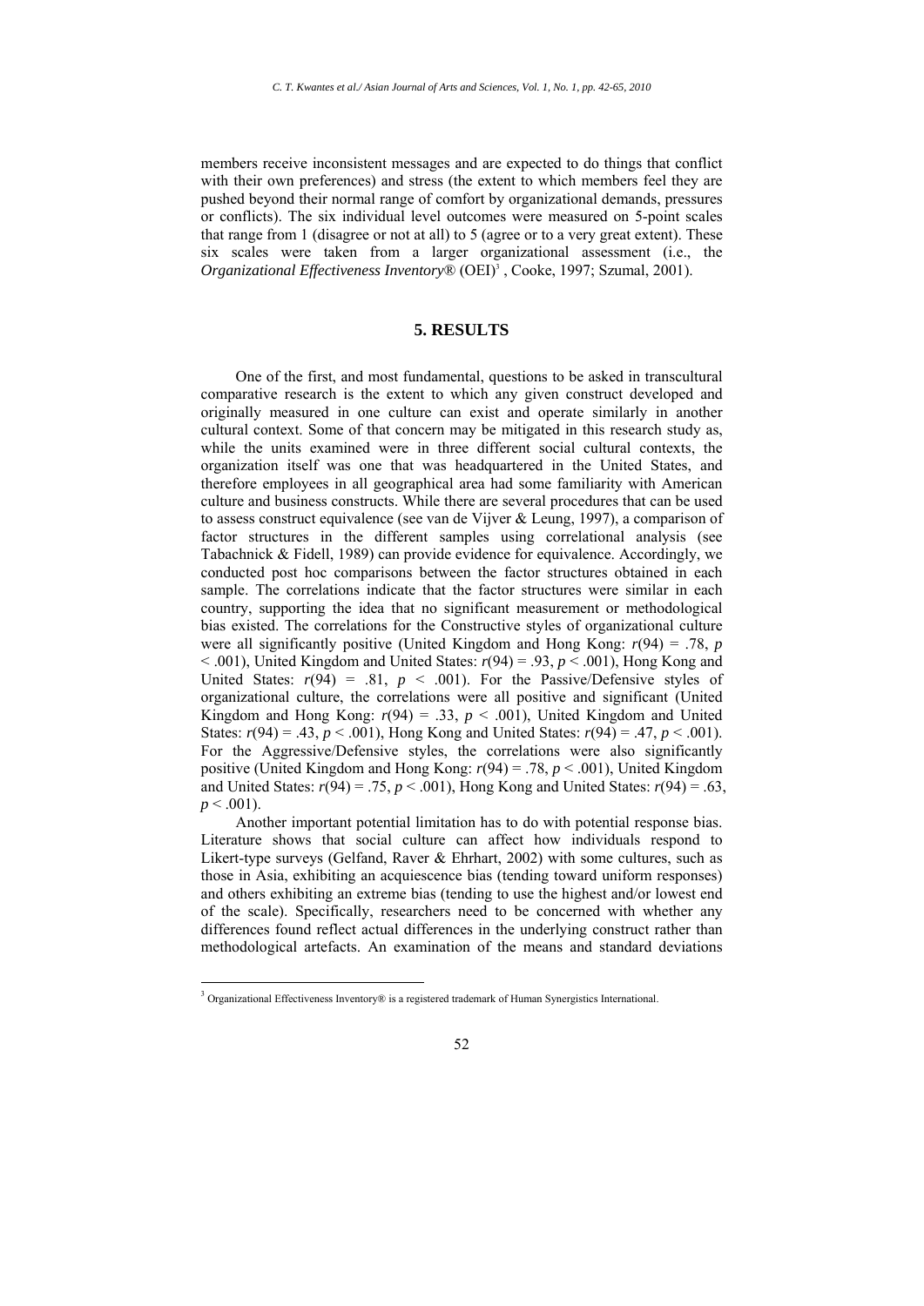members receive inconsistent messages and are expected to do things that conflict with their own preferences) and stress (the extent to which members feel they are pushed beyond their normal range of comfort by organizational demands, pressures or conflicts). The six individual level outcomes were measured on 5-point scales that range from 1 (disagree or not at all) to 5 (agree or to a very great extent). These six scales were taken from a larger organizational assessment (i.e., the *Organizational Effectiveness Inventory*® (OEI)[3] , Cooke, 1997; Szumal, 2001).

## 5. RESULTS

One of the first, and most fundamental, questions to be asked in transcultural comparative research is the extent to which any given construct developed and originally measured in one culture can exist and operate similarly in another cultural context. Some of that concern may be mitigated in this research study as, while the units examined were in three different social cultural contexts, the organization itself was one that was headquartered in the United States, and therefore employees in all geographical area had some familiarity with American culture and business constructs. While there are several procedures that can be used to assess construct equivalence (see van de Vijver & Leung, 1997), a comparison of factor structures in the different samples using correlational analysis (see Tabachnick & Fidell, 1989) can provide evidence for equivalence. Accordingly, we conducted post hoc comparisons between the factor structures obtained in each sample. The correlations indicate that the factor structures were similar in each country, supporting the idea that no significant measurement or methodological bias existed. The correlations for the Constructive styles of organizational culture were all significantly positive (United Kingdom and Hong Kong: $r(94) = .78$, $p < .001$), United Kingdom and United States: $r(94) = .93$, $p < .001$), Hong Kong and United States: $r(94) = .81$, $p < .001$). For the Passive/Defensive styles of organizational culture, the correlations were all positive and significant (United Kingdom and Hong Kong: $r(94) = .33$, $p < .001$), United Kingdom and United States: $r(94) = .43$, $p < .001$), Hong Kong and United States: $r(94) = .47$, $p < .001$). For the Aggressive/Defensive styles, the correlations were also significantly positive (United Kingdom and Hong Kong: $r(94) = .78$, $p < .001$), United Kingdom and United States: $r(94) = .75$, $p < .001$), Hong Kong and United States: $r(94) = .63$, $p < .001$).

Another important potential limitation has to do with potential response bias. Literature shows that social culture can affect how individuals respond to Likert-type surveys (Gelfand, Raver & Ehrhart, 2002) with some cultures, such as those in Asia, exhibiting an acquiescence bias (tending toward uniform responses) and others exhibiting an extreme bias (tending to use the highest and/or lowest end of the scale). Specifically, researchers need to be concerned with whether any differences found reflect actual differences in the underlying construct rather than methodological artefacts. An examination of the means and standard deviations

[3] Organizational Effectiveness Inventory® is a registered trademark of Human Synergistics International.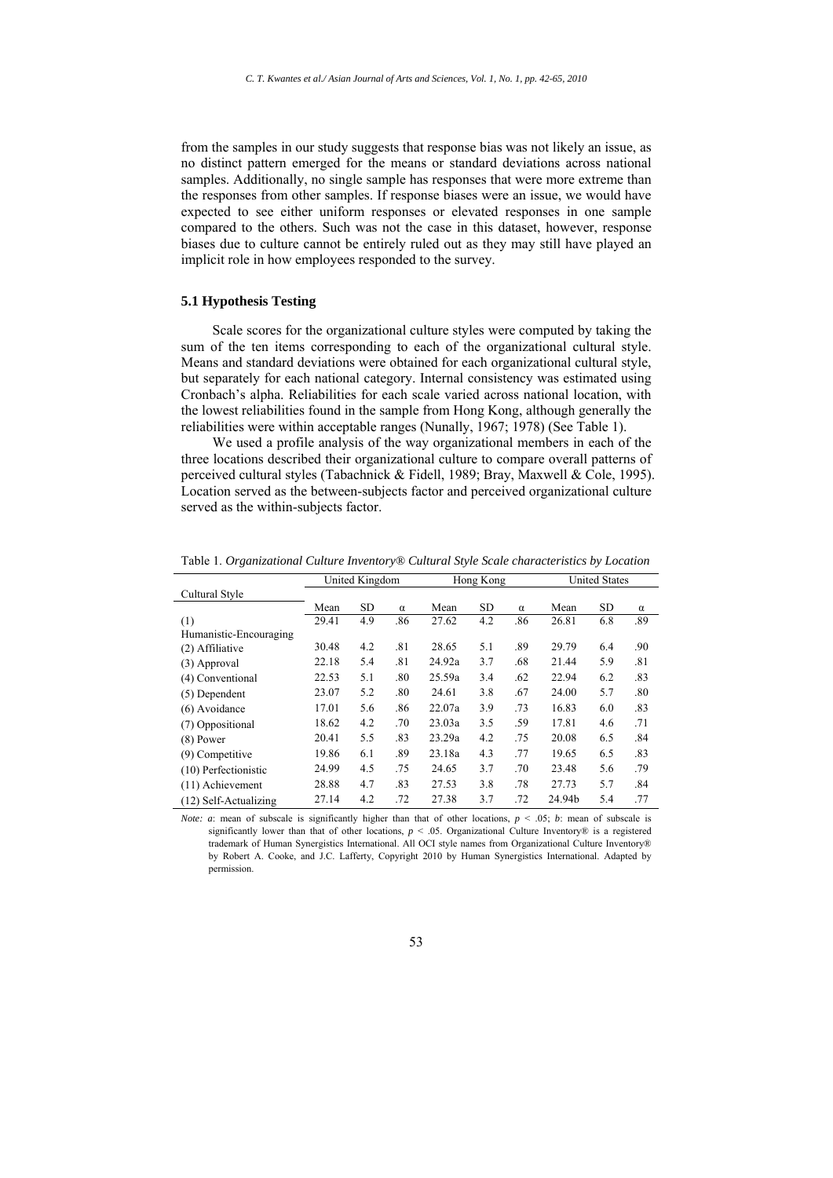from the samples in our study suggests that response bias was not likely an issue, as no distinct pattern emerged for the means or standard deviations across national samples. Additionally, no single sample has responses that were more extreme than the responses from other samples. If response biases were an issue, we would have expected to see either uniform responses or elevated responses in one sample compared to the others. Such was not the case in this dataset, however, response biases due to culture cannot be entirely ruled out as they may still have played an implicit role in how employees responded to the survey.

### 5.1 Hypothesis Testing

Scale scores for the organizational culture styles were computed by taking the sum of the ten items corresponding to each of the organizational cultural style. Means and standard deviations were obtained for each organizational cultural style, but separately for each national category. Internal consistency was estimated using Cronbach's alpha. Reliabilities for each scale varied across national location, with the lowest reliabilities found in the sample from Hong Kong, although generally the reliabilities were within acceptable ranges (Nunally, 1967; 1978) (See Table 1).

We used a profile analysis of the way organizational members in each of the three locations described their organizational culture to compare overall patterns of perceived cultural styles (Tabachnick & Fidell, 1989; Bray, Maxwell & Cole, 1995). Location served as the between-subjects factor and perceived organizational culture served as the within-subjects factor.

Table 1. *Organizational Culture Inventory® Cultural Style Scale characteristics by Location*

| Cultural Style | United Kingdom | | | Hong Kong | | | United States | | |
|---|---|---|---|---|---|---|---|---|---|
| | Mean | SD | α | Mean | SD | α | Mean | SD | α |
| (1) Humanistic-Encouraging | 29.41 | 4.9 | .86 | 27.62 | 4.2 | .86 | 26.81 | 6.8 | .89 |
| (2) Affiliative | 30.48 | 4.2 | .81 | 28.65 | 5.1 | .89 | 29.79 | 6.4 | .90 |
| (3) Approval | 22.18 | 5.4 | .81 | 24.92a | 3.7 | .68 | 21.44 | 5.9 | .81 |
| (4) Conventional | 22.53 | 5.1 | .80 | 25.59a | 3.4 | .62 | 22.94 | 6.2 | .83 |
| (5) Dependent | 23.07 | 5.2 | .80 | 24.61 | 3.8 | .67 | 24.00 | 5.7 | .80 |
| (6) Avoidance | 17.01 | 5.6 | .86 | 22.07a | 3.9 | .73 | 16.83 | 6.0 | .83 |
| (7) Oppositional | 18.62 | 4.2 | .70 | 23.03a | 3.5 | .59 | 17.81 | 4.6 | .71 |
| (8) Power | 20.41 | 5.5 | .83 | 23.29a | 4.2 | .75 | 20.08 | 6.5 | .84 |
| (9) Competitive | 19.86 | 6.1 | .89 | 23.18a | 4.3 | .77 | 19.65 | 6.5 | .83 |
| (10) Perfectionistic | 24.99 | 4.5 | .75 | 24.65 | 3.7 | .70 | 23.48 | 5.6 | .79 |
| (11) Achievement | 28.88 | 4.7 | .83 | 27.53 | 3.8 | .78 | 27.73 | 5.7 | .84 |
| (12) Self-Actualizing | 27.14 | 4.2 | .72 | 27.38 | 3.7 | .72 | 24.94b | 5.4 | .77 |

*Note: a*: mean of subscale is significantly higher than that of other locations, $p < .05$; *b*: mean of subscale is significantly lower than that of other locations, $p < .05$. Organizational Culture Inventory® is a registered trademark of Human Synergistics International. All OCI style names from Organizational Culture Inventory® by Robert A. Cooke, and J.C. Lafferty, Copyright 2010 by Human Synergistics International. Adapted by permission.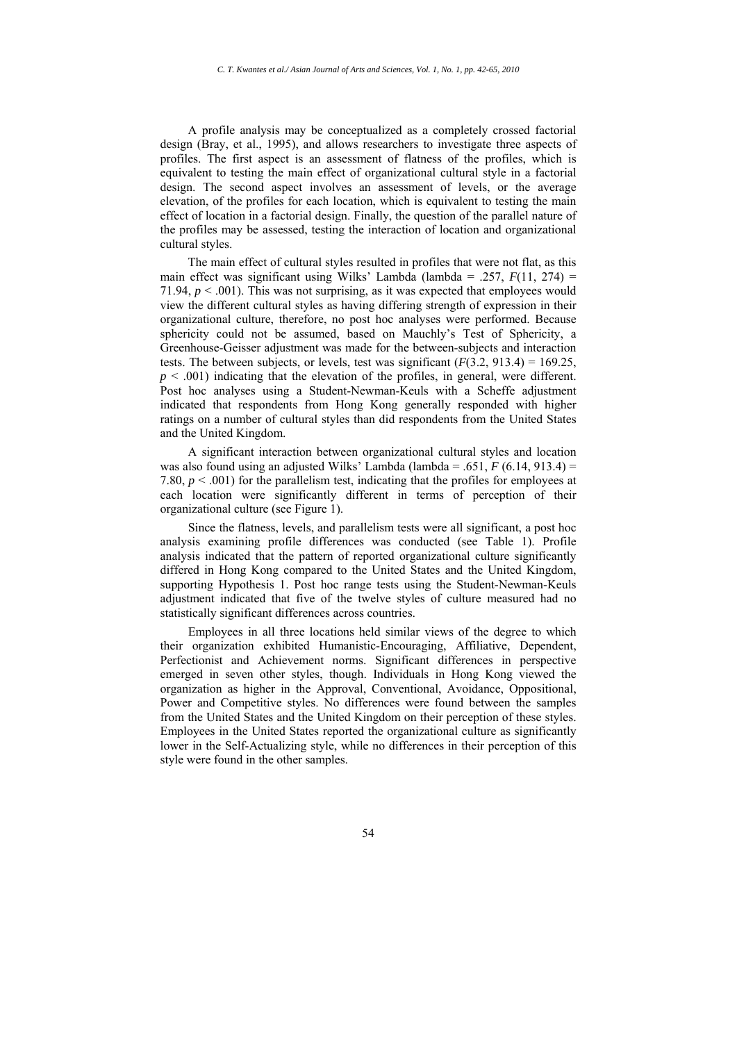A profile analysis may be conceptualized as a completely crossed factorial design (Bray, et al., 1995), and allows researchers to investigate three aspects of profiles. The first aspect is an assessment of flatness of the profiles, which is equivalent to testing the main effect of organizational cultural style in a factorial design. The second aspect involves an assessment of levels, or the average elevation, of the profiles for each location, which is equivalent to testing the main effect of location in a factorial design. Finally, the question of the parallel nature of the profiles may be assessed, testing the interaction of location and organizational cultural styles.

The main effect of cultural styles resulted in profiles that were not flat, as this main effect was significant using Wilks' Lambda (lambda = .257, $F(11, 274) = 71.94$, $p < .001$). This was not surprising, as it was expected that employees would view the different cultural styles as having differing strength of expression in their organizational culture, therefore, no post hoc analyses were performed. Because sphericity could not be assumed, based on Mauchly's Test of Sphericity, a Greenhouse-Geisser adjustment was made for the between-subjects and interaction tests. The between subjects, or levels, test was significant ($F(3.2, 913.4) = 169.25$, $p < .001$) indicating that the elevation of the profiles, in general, were different. Post hoc analyses using a Student-Newman-Keuls with a Scheffe adjustment indicated that respondents from Hong Kong generally responded with higher ratings on a number of cultural styles than did respondents from the United States and the United Kingdom.

A significant interaction between organizational cultural styles and location was also found using an adjusted Wilks' Lambda (lambda = .651, $F(6.14, 913.4) = 7.80$, $p < .001$) for the parallelism test, indicating that the profiles for employees at each location were significantly different in terms of perception of their organizational culture (see Figure 1).

Since the flatness, levels, and parallelism tests were all significant, a post hoc analysis examining profile differences was conducted (see Table 1). Profile analysis indicated that the pattern of reported organizational culture significantly differed in Hong Kong compared to the United States and the United Kingdom, supporting Hypothesis 1. Post hoc range tests using the Student-Newman-Keuls adjustment indicated that five of the twelve styles of culture measured had no statistically significant differences across countries.

Employees in all three locations held similar views of the degree to which their organization exhibited Humanistic-Encouraging, Affiliative, Dependent, Perfectionist and Achievement norms. Significant differences in perspective emerged in seven other styles, though. Individuals in Hong Kong viewed the organization as higher in the Approval, Conventional, Avoidance, Oppositional, Power and Competitive styles. No differences were found between the samples from the United States and the United Kingdom on their perception of these styles. Employees in the United States reported the organizational culture as significantly lower in the Self-Actualizing style, while no differences in their perception of this style were found in the other samples.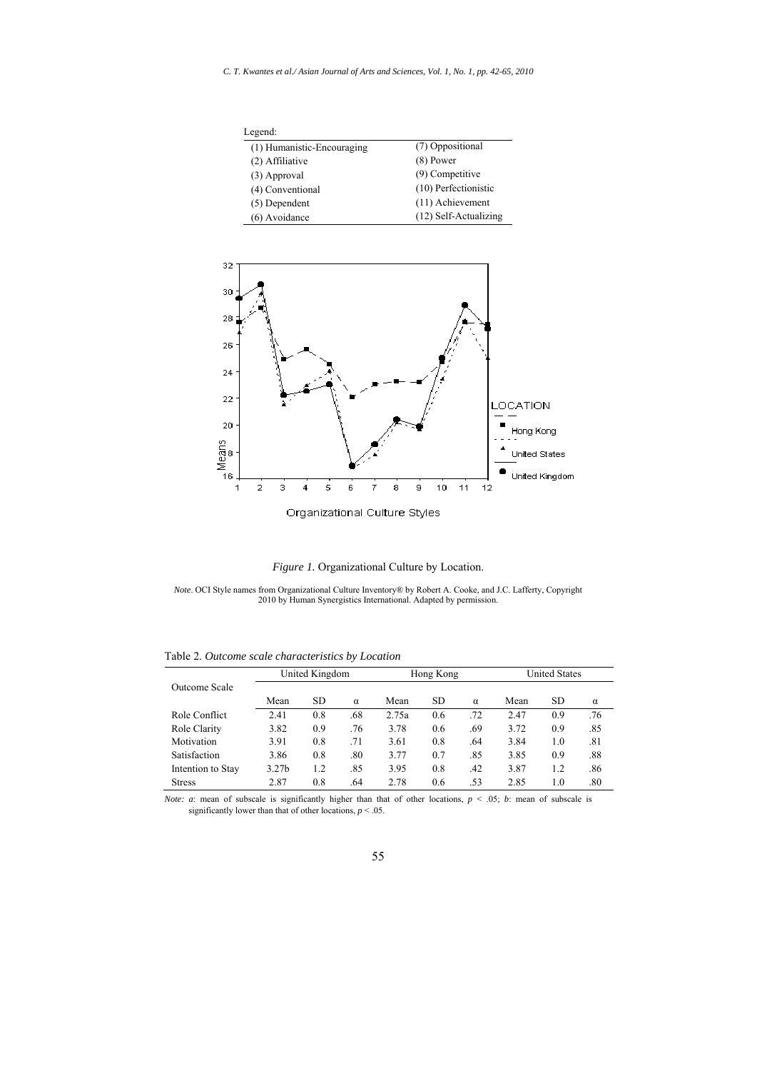Legend:

| | |
|---|---|
| (1) Humanistic-Encouraging | (7) Oppositional |
| (2) Affiliative | (8) Power |
| (3) Approval | (9) Competitive |
| (4) Conventional | (10) Perfectionistic |
| (5) Dependent | (11) Achievement |
| (6) Avoidance | (12) Self-Actualizing |

*Figure 1.* Organizational Culture by Location.

*Note*. OCI Style names from Organizational Culture Inventory® by Robert A. Cooke, and J.C. Lafferty, Copyright 2010 by Human Synergistics International. Adapted by permission.

Table 2. *Outcome scale characteristics by Location*

| Outcome Scale | United Kingdom | | | Hong Kong | | | United States | | |
|---|---|---|---|---|---|---|---|---|---|
| | Mean | SD | α | Mean | SD | α | Mean | SD | α |
| Role Conflict | 2.41 | 0.8 | .68 | 2.75a | 0.6 | .72 | 2.47 | 0.9 | .76 |
| Role Clarity | 3.82 | 0.9 | .76 | 3.78 | 0.6 | .69 | 3.72 | 0.9 | .85 |
| Motivation | 3.91 | 0.8 | .71 | 3.61 | 0.8 | .64 | 3.84 | 1.0 | .81 |
| Satisfaction | 3.86 | 0.8 | .80 | 3.77 | 0.7 | .85 | 3.85 | 0.9 | .88 |
| Intention to Stay | 3.27b | 1.2 | .85 | 3.95 | 0.8 | .42 | 3.87 | 1.2 | .86 |
| Stress | 2.87 | 0.8 | .64 | 2.78 | 0.6 | .53 | 2.85 | 1.0 | .80 |

*Note: a*: mean of subscale is significantly higher than that of other locations, $p < .05$; *b*: mean of subscale is significantly lower than that of other locations, $p < .05$.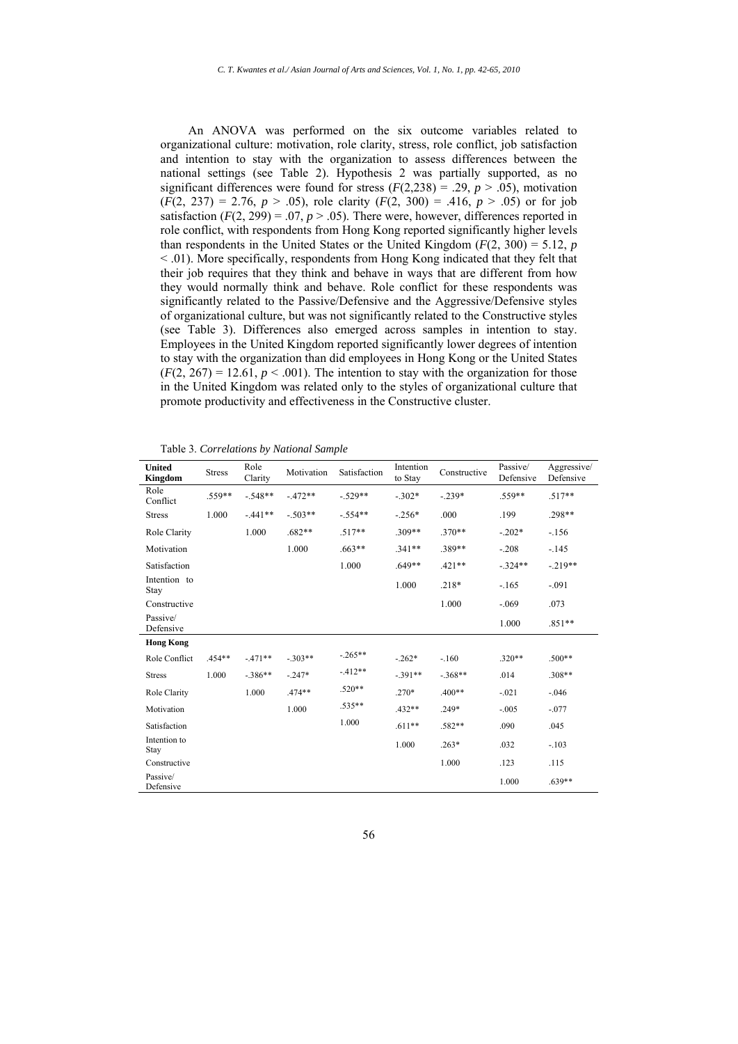An ANOVA was performed on the six outcome variables related to organizational culture: motivation, role clarity, stress, role conflict, job satisfaction and intention to stay with the organization to assess differences between the national settings (see Table 2). Hypothesis 2 was partially supported, as no significant differences were found for stress ($F(2,238) = .29$, $p > .05$), motivation ($F(2, 237) = 2.76$, $p > .05$), role clarity ($F(2, 300) = .416$, $p > .05$) or for job satisfaction ($F(2, 299) = .07$, $p > .05$). There were, however, differences reported in role conflict, with respondents from Hong Kong reported significantly higher levels than respondents in the United States or the United Kingdom ($F(2, 300) = 5.12$, $p < .01$). More specifically, respondents from Hong Kong indicated that they felt that their job requires that they think and behave in ways that are different from how they would normally think and behave. Role conflict for these respondents was significantly related to the Passive/Defensive and the Aggressive/Defensive styles of organizational culture, but was not significantly related to the Constructive styles (see Table 3). Differences also emerged across samples in intention to stay. Employees in the United Kingdom reported significantly lower degrees of intention to stay with the organization than did employees in Hong Kong or the United States ($F(2, 267) = 12.61$, $p < .001$). The intention to stay with the organization for those in the United Kingdom was related only to the styles of organizational culture that promote productivity and effectiveness in the Constructive cluster.

Table 3. *Correlations by National Sample*

| **United Kingdom** | Stress | Role Clarity | Motivation | Satisfaction | Intention to Stay | Constructive | Passive/ Defensive | Aggressive/ Defensive |
|---|---|---|---|---|---|---|---|---|
| Role Conflict | .559** | -.548** | -.472** | -.529** | -.302* | -.239* | .559** | .517** |
| Stress | 1.000 | -.441** | -.503** | -.554** | -.256* | .000 | .199 | .298** |
| Role Clarity | | 1.000 | .682** | .517** | .309** | .370** | -.202* | -.156 |
| Motivation | | | 1.000 | .663** | .341** | .389** | -.208 | -.145 |
| Satisfaction | | | | 1.000 | .649** | .421** | -.324** | -.219** |
| Intention to Stay | | | | | 1.000 | .218* | -.165 | -.091 |
| Constructive | | | | | | 1.000 | -.069 | .073 |
| Passive/ Defensive | | | | | | | 1.000 | .851** |
| **Hong Kong** | | | | | | | | |
| Role Conflict | .454** | -.471** | -.303** | -.265** | -.262* | -.160 | .320** | .500** |
| Stress | 1.000 | -.386** | -.247* | -.412** | -.391** | -.368** | .014 | .308** |
| Role Clarity | | 1.000 | .474** | .520** | .270* | .400** | -.021 | -.046 |
| Motivation | | | 1.000 | .535** | .432** | .249* | -.005 | -.077 |
| Satisfaction | | | | 1.000 | .611** | .582** | .090 | .045 |
| Intention to Stay | | | | | 1.000 | .263* | .032 | -.103 |
| Constructive | | | | | | 1.000 | .123 | .115 |
| Passive/ Defensive | | | | | | | 1.000 | .639** |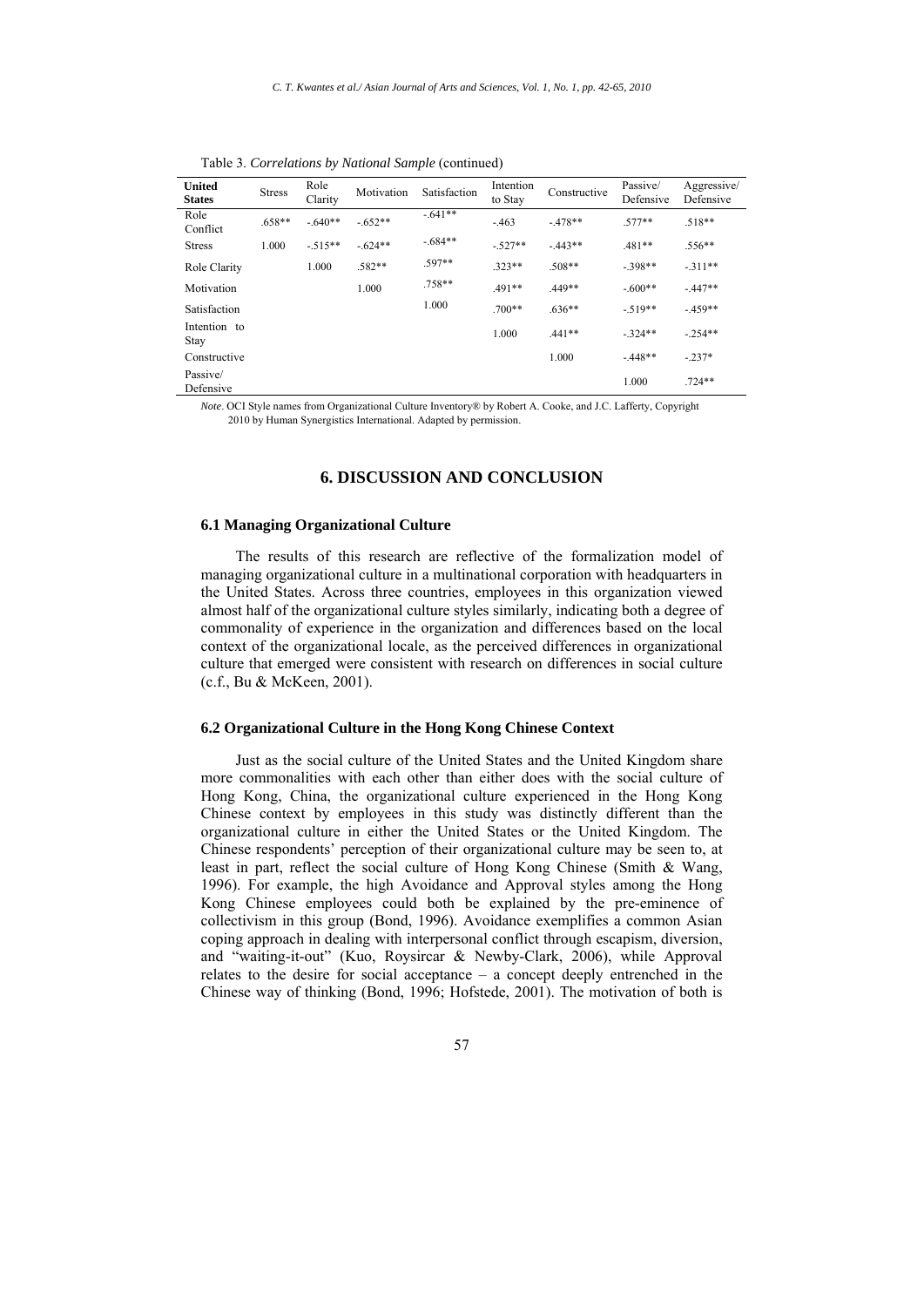Table 3. *Correlations by National Sample* (continued)

| United States | Stress | Role Clarity | Motivation | Satisfaction | Intention to Stay | Constructive | Passive/ Defensive | Aggressive/ Defensive |
|---|---|---|---|---|---|---|---|---|
| Role Conflict | .658** | -.640** | -.652** | -.641** | -.463 | -.478** | .577** | .518** |
| Stress | 1.000 | -.515** | -.624** | -.684** | -.527** | -.443** | .481** | .556** |
| Role Clarity | | 1.000 | .582** | .597** | .323** | .508** | -.398** | -.311** |
| Motivation | | | 1.000 | .758** | .491** | .449** | -.600** | -.447** |
| Satisfaction | | | | 1.000 | .700** | .636** | -.519** | -.459** |
| Intention to Stay | | | | | 1.000 | .441** | -.324** | -.254** |
| Constructive | | | | | | 1.000 | -.448** | -.237* |
| Passive/ Defensive | | | | | | | 1.000 | .724** |

*Note*. OCI Style names from Organizational Culture Inventory® by Robert A. Cooke, and J.C. Lafferty, Copyright 2010 by Human Synergistics International. Adapted by permission.

## 6. DISCUSSION AND CONCLUSION

### 6.1 Managing Organizational Culture

The results of this research are reflective of the formalization model of managing organizational culture in a multinational corporation with headquarters in the United States. Across three countries, employees in this organization viewed almost half of the organizational culture styles similarly, indicating both a degree of commonality of experience in the organization and differences based on the local context of the organizational locale, as the perceived differences in organizational culture that emerged were consistent with research on differences in social culture (c.f., Bu & McKeen, 2001).

### 6.2 Organizational Culture in the Hong Kong Chinese Context

Just as the social culture of the United States and the United Kingdom share more commonalities with each other than either does with the social culture of Hong Kong, China, the organizational culture experienced in the Hong Kong Chinese context by employees in this study was distinctly different than the organizational culture in either the United States or the United Kingdom. The Chinese respondents' perception of their organizational culture may be seen to, at least in part, reflect the social culture of Hong Kong Chinese (Smith & Wang, 1996). For example, the high Avoidance and Approval styles among the Hong Kong Chinese employees could both be explained by the pre-eminence of collectivism in this group (Bond, 1996). Avoidance exemplifies a common Asian coping approach in dealing with interpersonal conflict through escapism, diversion, and "waiting-it-out" (Kuo, Roysircar & Newby-Clark, 2006), while Approval relates to the desire for social acceptance – a concept deeply entrenched in the Chinese way of thinking (Bond, 1996; Hofstede, 2001). The motivation of both is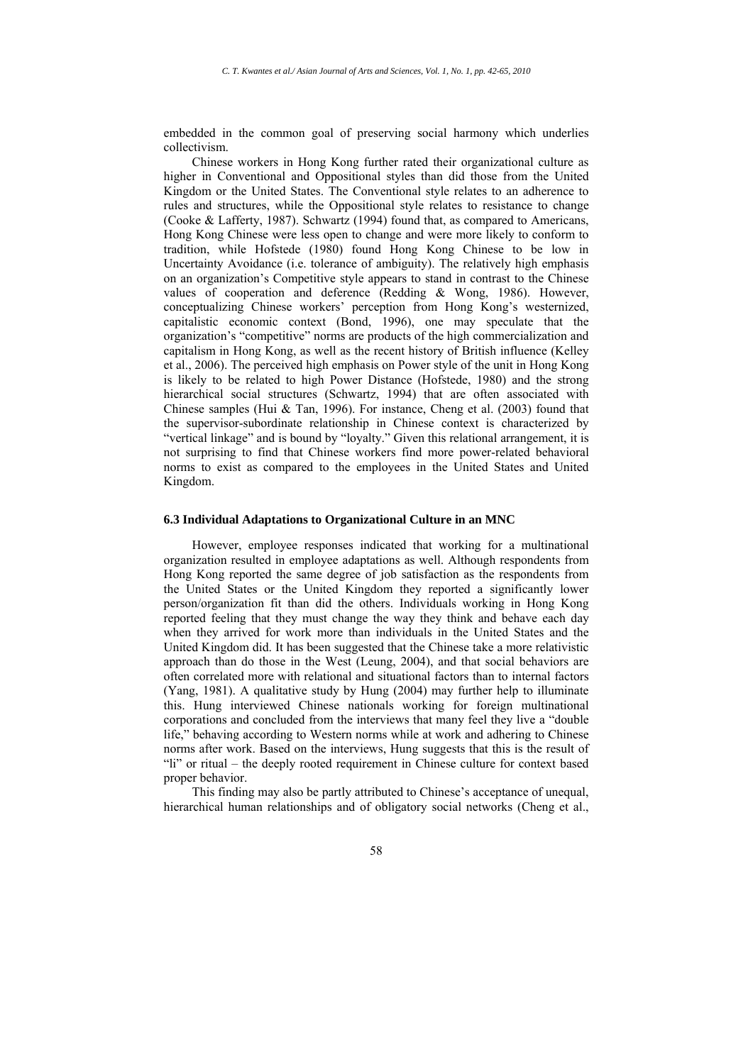embedded in the common goal of preserving social harmony which underlies collectivism.

Chinese workers in Hong Kong further rated their organizational culture as higher in Conventional and Oppositional styles than did those from the United Kingdom or the United States. The Conventional style relates to an adherence to rules and structures, while the Oppositional style relates to resistance to change (Cooke & Lafferty, 1987). Schwartz (1994) found that, as compared to Americans, Hong Kong Chinese were less open to change and were more likely to conform to tradition, while Hofstede (1980) found Hong Kong Chinese to be low in Uncertainty Avoidance (i.e. tolerance of ambiguity). The relatively high emphasis on an organization's Competitive style appears to stand in contrast to the Chinese values of cooperation and deference (Redding & Wong, 1986). However, conceptualizing Chinese workers' perception from Hong Kong's westernized, capitalistic economic context (Bond, 1996), one may speculate that the organization's "competitive" norms are products of the high commercialization and capitalism in Hong Kong, as well as the recent history of British influence (Kelley et al., 2006). The perceived high emphasis on Power style of the unit in Hong Kong is likely to be related to high Power Distance (Hofstede, 1980) and the strong hierarchical social structures (Schwartz, 1994) that are often associated with Chinese samples (Hui & Tan, 1996). For instance, Cheng et al. (2003) found that the supervisor-subordinate relationship in Chinese context is characterized by "vertical linkage" and is bound by "loyalty." Given this relational arrangement, it is not surprising to find that Chinese workers find more power-related behavioral norms to exist as compared to the employees in the United States and United Kingdom.

### 6.3 Individual Adaptations to Organizational Culture in an MNC

However, employee responses indicated that working for a multinational organization resulted in employee adaptations as well. Although respondents from Hong Kong reported the same degree of job satisfaction as the respondents from the United States or the United Kingdom they reported a significantly lower person/organization fit than did the others. Individuals working in Hong Kong reported feeling that they must change the way they think and behave each day when they arrived for work more than individuals in the United States and the United Kingdom did. It has been suggested that the Chinese take a more relativistic approach than do those in the West (Leung, 2004), and that social behaviors are often correlated more with relational and situational factors than to internal factors (Yang, 1981). A qualitative study by Hung (2004) may further help to illuminate this. Hung interviewed Chinese nationals working for foreign multinational corporations and concluded from the interviews that many feel they live a "double life," behaving according to Western norms while at work and adhering to Chinese norms after work. Based on the interviews, Hung suggests that this is the result of "li" or ritual – the deeply rooted requirement in Chinese culture for context based proper behavior.

This finding may also be partly attributed to Chinese's acceptance of unequal, hierarchical human relationships and of obligatory social networks (Cheng et al.,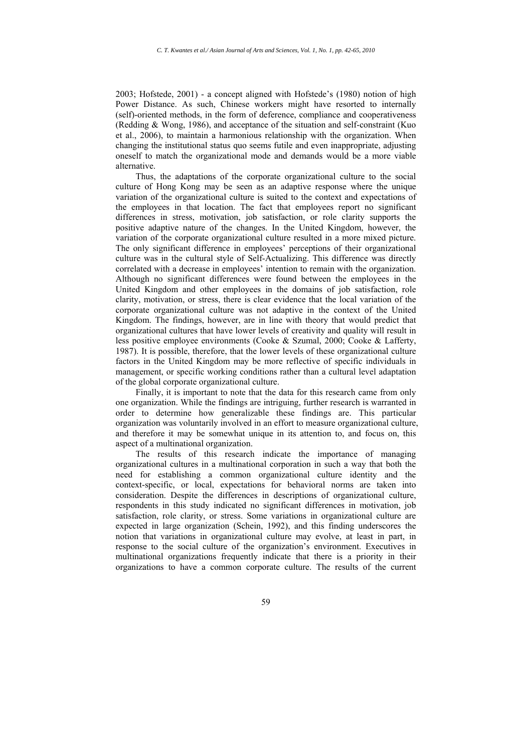2003; Hofstede, 2001) - a concept aligned with Hofstede's (1980) notion of high Power Distance. As such, Chinese workers might have resorted to internally (self)-oriented methods, in the form of deference, compliance and cooperativeness (Redding & Wong, 1986), and acceptance of the situation and self-constraint (Kuo et al., 2006), to maintain a harmonious relationship with the organization. When changing the institutional status quo seems futile and even inappropriate, adjusting oneself to match the organizational mode and demands would be a more viable alternative.

Thus, the adaptations of the corporate organizational culture to the social culture of Hong Kong may be seen as an adaptive response where the unique variation of the organizational culture is suited to the context and expectations of the employees in that location. The fact that employees report no significant differences in stress, motivation, job satisfaction, or role clarity supports the positive adaptive nature of the changes. In the United Kingdom, however, the variation of the corporate organizational culture resulted in a more mixed picture. The only significant difference in employees' perceptions of their organizational culture was in the cultural style of Self-Actualizing. This difference was directly correlated with a decrease in employees' intention to remain with the organization. Although no significant differences were found between the employees in the United Kingdom and other employees in the domains of job satisfaction, role clarity, motivation, or stress, there is clear evidence that the local variation of the corporate organizational culture was not adaptive in the context of the United Kingdom. The findings, however, are in line with theory that would predict that organizational cultures that have lower levels of creativity and quality will result in less positive employee environments (Cooke & Szumal, 2000; Cooke & Lafferty, 1987). It is possible, therefore, that the lower levels of these organizational culture factors in the United Kingdom may be more reflective of specific individuals in management, or specific working conditions rather than a cultural level adaptation of the global corporate organizational culture.

Finally, it is important to note that the data for this research came from only one organization. While the findings are intriguing, further research is warranted in order to determine how generalizable these findings are. This particular organization was voluntarily involved in an effort to measure organizational culture, and therefore it may be somewhat unique in its attention to, and focus on, this aspect of a multinational organization.

The results of this research indicate the importance of managing organizational cultures in a multinational corporation in such a way that both the need for establishing a common organizational culture identity and the context-specific, or local, expectations for behavioral norms are taken into consideration. Despite the differences in descriptions of organizational culture, respondents in this study indicated no significant differences in motivation, job satisfaction, role clarity, or stress. Some variations in organizational culture are expected in large organization (Schein, 1992), and this finding underscores the notion that variations in organizational culture may evolve, at least in part, in response to the social culture of the organization's environment. Executives in multinational organizations frequently indicate that there is a priority in their organizations to have a common corporate culture. The results of the current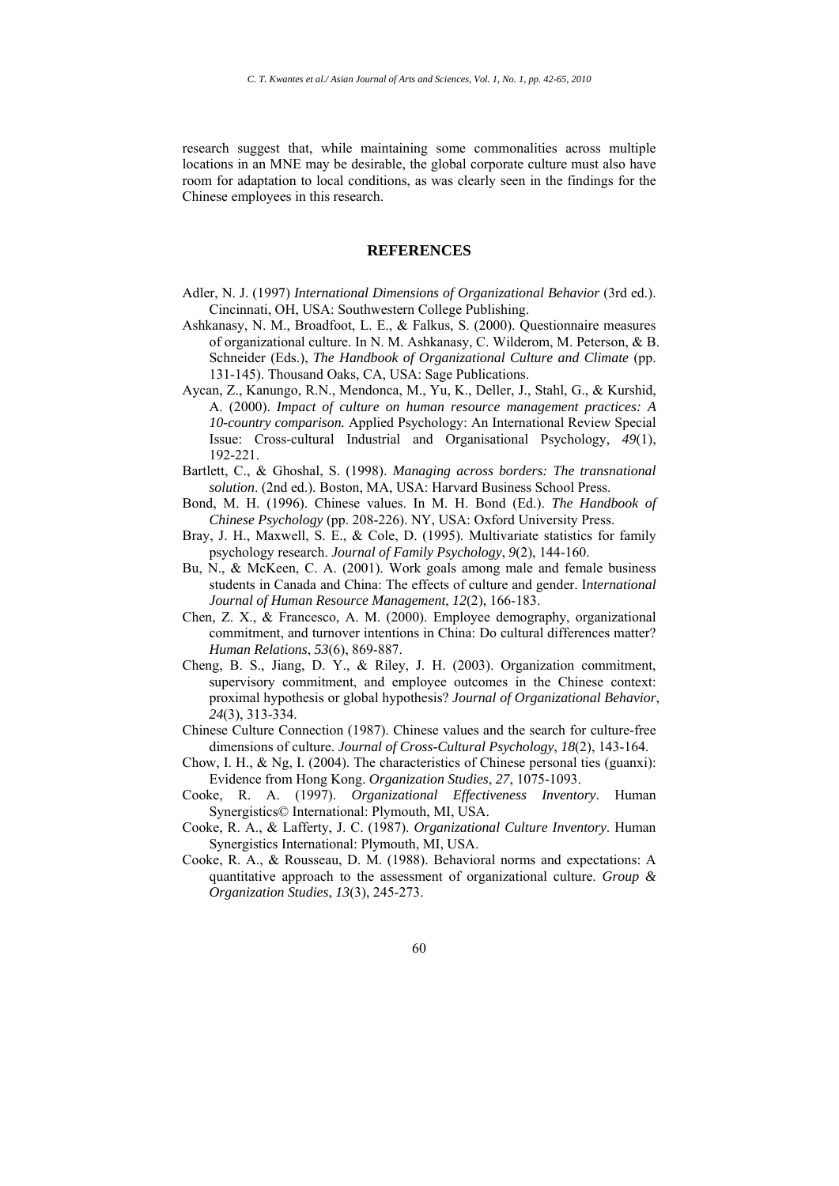research suggest that, while maintaining some commonalities across multiple locations in an MNE may be desirable, the global corporate culture must also have room for adaptation to local conditions, as was clearly seen in the findings for the Chinese employees in this research.

## REFERENCES

Adler, N. J. (1997) *International Dimensions of Organizational Behavior* (3rd ed.). Cincinnati, OH, USA: Southwestern College Publishing.

Ashkanasy, N. M., Broadfoot, L. E., & Falkus, S. (2000). Questionnaire measures of organizational culture. In N. M. Ashkanasy, C. Wilderom, M. Peterson, & B. Schneider (Eds.), *The Handbook of Organizational Culture and Climate* (pp. 131-145). Thousand Oaks, CA, USA: Sage Publications.

Aycan, Z., Kanungo, R.N., Mendonca, M., Yu, K., Deller, J., Stahl, G., & Kurshid, A. (2000). *Impact of culture on human resource management practices: A 10-country comparison.* Applied Psychology: An International Review Special Issue: Cross-cultural Industrial and Organisational Psychology, *49*(1), 192-221.

Bartlett, C., & Ghoshal, S. (1998). *Managing across borders: The transnational solution*. (2nd ed.). Boston, MA, USA: Harvard Business School Press.

Bond, M. H. (1996). Chinese values. In M. H. Bond (Ed.). *The Handbook of Chinese Psychology* (pp. 208-226). NY, USA: Oxford University Press.

Bray, J. H., Maxwell, S. E., & Cole, D. (1995). Multivariate statistics for family psychology research. *Journal of Family Psychology*, *9*(2), 144-160.

Bu, N., & McKeen, C. A. (2001). Work goals among male and female business students in Canada and China: The effects of culture and gender. I*nternational Journal of Human Resource Management*, *12*(2), 166-183.

Chen, Z. X., & Francesco, A. M. (2000). Employee demography, organizational commitment, and turnover intentions in China: Do cultural differences matter? *Human Relations*, *53*(6), 869-887.

Cheng, B. S., Jiang, D. Y., & Riley, J. H. (2003). Organization commitment, supervisory commitment, and employee outcomes in the Chinese context: proximal hypothesis or global hypothesis? *Journal of Organizational Behavior*, *24*(3), 313-334.

Chinese Culture Connection (1987). Chinese values and the search for culture-free dimensions of culture. *Journal of Cross-Cultural Psychology*, *18*(2), 143-164.

Chow, I. H., & Ng, I. (2004). The characteristics of Chinese personal ties (guanxi): Evidence from Hong Kong. *Organization Studies*, *27*, 1075-1093.

Cooke, R. A. (1997). *Organizational Effectiveness Inventory*. Human Synergistics© International: Plymouth, MI, USA.

Cooke, R. A., & Lafferty, J. C. (1987). *Organizational Culture Inventory*. Human Synergistics International: Plymouth, MI, USA.

Cooke, R. A., & Rousseau, D. M. (1988). Behavioral norms and expectations: A quantitative approach to the assessment of organizational culture. *Group & Organization Studies*, *13*(3), 245-273.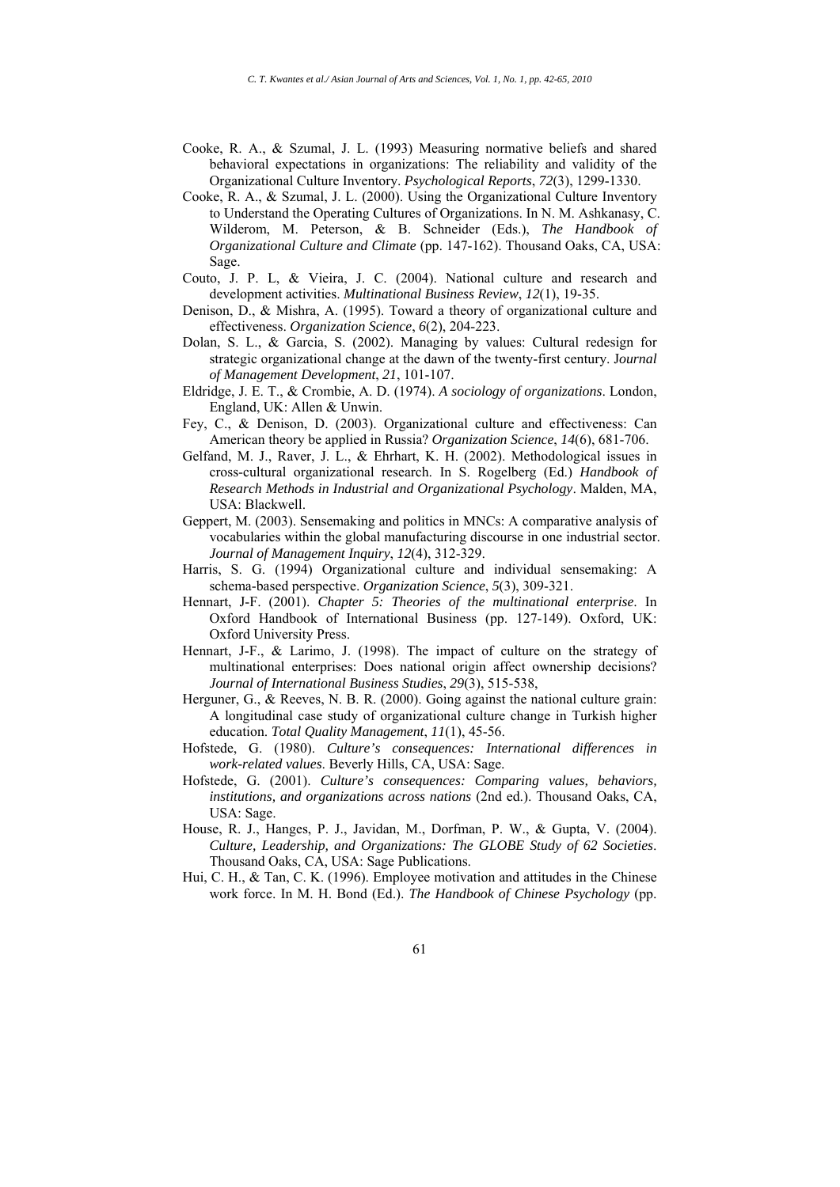Cooke, R. A., & Szumal, J. L. (1993) Measuring normative beliefs and shared behavioral expectations in organizations: The reliability and validity of the Organizational Culture Inventory. *Psychological Reports*, *72*(3), 1299-1330.

Cooke, R. A., & Szumal, J. L. (2000). Using the Organizational Culture Inventory to Understand the Operating Cultures of Organizations. In N. M. Ashkanasy, C. Wilderom, M. Peterson, & B. Schneider (Eds.), *The Handbook of Organizational Culture and Climate* (pp. 147-162). Thousand Oaks, CA, USA: Sage.

Couto, J. P. L, & Vieira, J. C. (2004). National culture and research and development activities. *Multinational Business Review*, *12*(1), 19-35.

Denison, D., & Mishra, A. (1995). Toward a theory of organizational culture and effectiveness. *Organization Science*, *6*(2), 204-223.

Dolan, S. L., & Garcia, S. (2002). Managing by values: Cultural redesign for strategic organizational change at the dawn of the twenty-first century. J*ournal of Management Development*, *21*, 101-107.

Eldridge, J. E. T., & Crombie, A. D. (1974). *A sociology of organizations*. London, England, UK: Allen & Unwin.

Fey, C., & Denison, D. (2003). Organizational culture and effectiveness: Can American theory be applied in Russia? *Organization Science*, *14*(6), 681-706.

Gelfand, M. J., Raver, J. L., & Ehrhart, K. H. (2002). Methodological issues in cross-cultural organizational research. In S. Rogelberg (Ed.) *Handbook of Research Methods in Industrial and Organizational Psychology*. Malden, MA, USA: Blackwell.

Geppert, M. (2003). Sensemaking and politics in MNCs: A comparative analysis of vocabularies within the global manufacturing discourse in one industrial sector. *Journal of Management Inquiry*, *12*(4), 312-329.

Harris, S. G. (1994) Organizational culture and individual sensemaking: A schema-based perspective. *Organization Science*, *5*(3), 309-321.

Hennart, J-F. (2001). *Chapter 5: Theories of the multinational enterprise*. In Oxford Handbook of International Business (pp. 127-149). Oxford, UK: Oxford University Press.

Hennart, J-F., & Larimo, J. (1998). The impact of culture on the strategy of multinational enterprises: Does national origin affect ownership decisions? *Journal of International Business Studies*, *29*(3), 515-538,

Herguner, G., & Reeves, N. B. R. (2000). Going against the national culture grain: A longitudinal case study of organizational culture change in Turkish higher education. *Total Quality Management*, *11*(1), 45-56.

Hofstede, G. (1980). *Culture's consequences: International differences in work-related values*. Beverly Hills, CA, USA: Sage.

Hofstede, G. (2001). *Culture's consequences: Comparing values, behaviors, institutions, and organizations across nations* (2nd ed.). Thousand Oaks, CA, USA: Sage.

House, R. J., Hanges, P. J., Javidan, M., Dorfman, P. W., & Gupta, V. (2004). *Culture, Leadership, and Organizations: The GLOBE Study of 62 Societies*. Thousand Oaks, CA, USA: Sage Publications.

Hui, C. H., & Tan, C. K. (1996). Employee motivation and attitudes in the Chinese work force. In M. H. Bond (Ed.). *The Handbook of Chinese Psychology* (pp.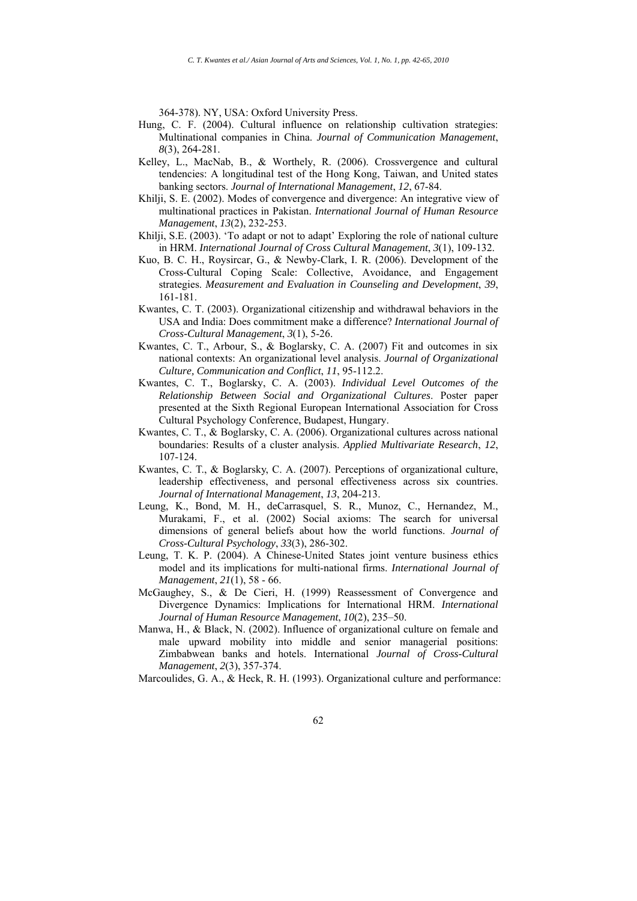364-378). NY, USA: Oxford University Press.

Hung, C. F. (2004). Cultural influence on relationship cultivation strategies: Multinational companies in China. *Journal of Communication Management*, *8*(3), 264-281.

Kelley, L., MacNab, B., & Worthely, R. (2006). Crossvergence and cultural tendencies: A longitudinal test of the Hong Kong, Taiwan, and United states banking sectors. *Journal of International Management*, *12*, 67-84.

Khilji, S. E. (2002). Modes of convergence and divergence: An integrative view of multinational practices in Pakistan. *International Journal of Human Resource Management*, *13*(2), 232-253.

Khilji, S.E. (2003). 'To adapt or not to adapt' Exploring the role of national culture in HRM. *International Journal of Cross Cultural Management*, *3*(1), 109-132.

Kuo, B. C. H., Roysircar, G., & Newby-Clark, I. R. (2006). Development of the Cross-Cultural Coping Scale: Collective, Avoidance, and Engagement strategies. *Measurement and Evaluation in Counseling and Development*, *39*, 161-181.

Kwantes, C. T. (2003). Organizational citizenship and withdrawal behaviors in the USA and India: Does commitment make a difference? *International Journal of Cross-Cultural Management*, *3*(1), 5-26.

Kwantes, C. T., Arbour, S., & Boglarsky, C. A. (2007) Fit and outcomes in six national contexts: An organizational level analysis. *Journal of Organizational Culture, Communication and Conflict*, *11*, 95-112.2.

Kwantes, C. T., Boglarsky, C. A. (2003). *Individual Level Outcomes of the Relationship Between Social and Organizational Cultures*. Poster paper presented at the Sixth Regional European International Association for Cross Cultural Psychology Conference, Budapest, Hungary.

Kwantes, C. T., & Boglarsky, C. A. (2006). Organizational cultures across national boundaries: Results of a cluster analysis. *Applied Multivariate Research*, *12*, 107-124.

Kwantes, C. T., & Boglarsky, C. A. (2007). Perceptions of organizational culture, leadership effectiveness, and personal effectiveness across six countries. *Journal of International Management*, *13*, 204-213.

Leung, K., Bond, M. H., deCarrasquel, S. R., Munoz, C., Hernandez, M., Murakami, F., et al. (2002) Social axioms: The search for universal dimensions of general beliefs about how the world functions. *Journal of Cross-Cultural Psychology*, *33*(3), 286-302.

Leung, T. K. P. (2004). A Chinese-United States joint venture business ethics model and its implications for multi-national firms. *International Journal of Management*, *21*(1), 58 - 66.

McGaughey, S., & De Cieri, H. (1999) Reassessment of Convergence and Divergence Dynamics: Implications for International HRM. *International Journal of Human Resource Management*, *10*(2), 235–50.

Manwa, H., & Black, N. (2002). Influence of organizational culture on female and male upward mobility into middle and senior managerial positions: Zimbabwean banks and hotels. International *Journal of Cross-Cultural Management*, *2*(3), 357-374.

Marcoulides, G. A., & Heck, R. H. (1993). Organizational culture and performance: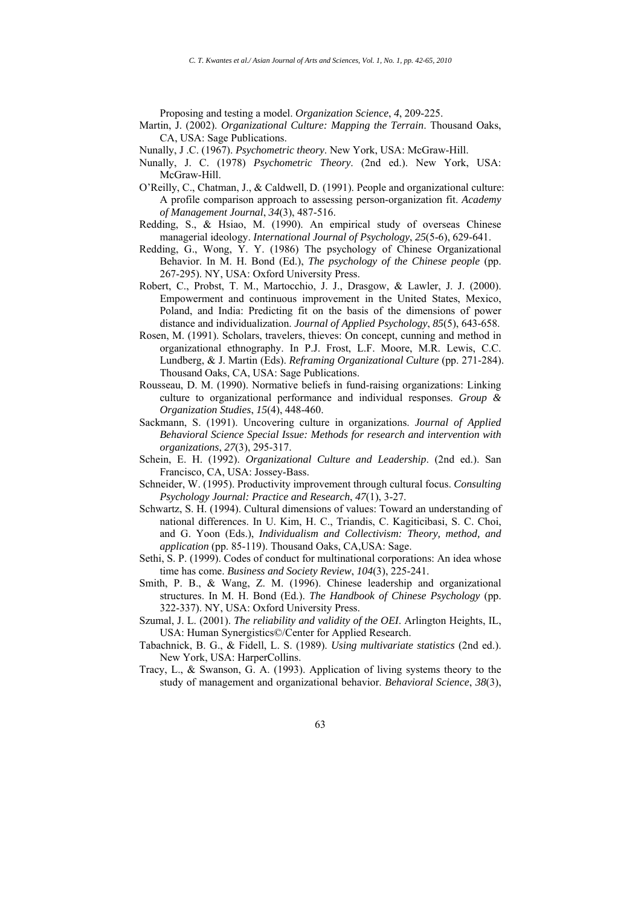Proposing and testing a model. *Organization Science*, *4*, 209-225.

Martin, J. (2002). *Organizational Culture: Mapping the Terrain*. Thousand Oaks, CA, USA: Sage Publications.

Nunally, J .C. (1967). *Psychometric theory*. New York, USA: McGraw-Hill.

Nunally, J. C. (1978) *Psychometric Theory*. (2nd ed.). New York, USA: McGraw-Hill.

O'Reilly, C., Chatman, J., & Caldwell, D. (1991). People and organizational culture: A profile comparison approach to assessing person-organization fit. *Academy of Management Journal*, *34*(3), 487-516.

Redding, S., & Hsiao, M. (1990). An empirical study of overseas Chinese managerial ideology. *International Journal of Psychology*, *25*(5-6), 629-641.

Redding, G., Wong, Y. Y. (1986) The psychology of Chinese Organizational Behavior. In M. H. Bond (Ed.), *The psychology of the Chinese people* (pp. 267-295). NY, USA: Oxford University Press.

Robert, C., Probst, T. M., Martocchio, J. J., Drasgow, & Lawler, J. J. (2000). Empowerment and continuous improvement in the United States, Mexico, Poland, and India: Predicting fit on the basis of the dimensions of power distance and individualization. *Journal of Applied Psychology*, *85*(5), 643-658.

Rosen, M. (1991). Scholars, travelers, thieves: On concept, cunning and method in organizational ethnography. In P.J. Frost, L.F. Moore, M.R. Lewis, C.C. Lundberg, & J. Martin (Eds). *Reframing Organizational Culture* (pp. 271-284). Thousand Oaks, CA, USA: Sage Publications.

Rousseau, D. M. (1990). Normative beliefs in fund-raising organizations: Linking culture to organizational performance and individual responses. *Group & Organization Studies*, *15*(4), 448-460.

Sackmann, S. (1991). Uncovering culture in organizations. *Journal of Applied Behavioral Science Special Issue: Methods for research and intervention with organizations*, *27*(3), 295-317.

Schein, E. H. (1992). *Organizational Culture and Leadership*. (2nd ed.). San Francisco, CA, USA: Jossey-Bass.

Schneider, W. (1995). Productivity improvement through cultural focus. *Consulting Psychology Journal: Practice and Research*, *47*(1), 3-27.

Schwartz, S. H. (1994). Cultural dimensions of values: Toward an understanding of national differences. In U. Kim, H. C., Triandis, C. Kagiticibasi, S. C. Choi, and G. Yoon (Eds.), *Individualism and Collectivism: Theory, method, and application* (pp. 85-119). Thousand Oaks, CA,USA: Sage.

Sethi, S. P. (1999). Codes of conduct for multinational corporations: An idea whose time has come. *Business and Society Review*, *104*(3), 225-241.

Smith, P. B., & Wang, Z. M. (1996). Chinese leadership and organizational structures. In M. H. Bond (Ed.). *The Handbook of Chinese Psychology* (pp. 322-337). NY, USA: Oxford University Press.

Szumal, J. L. (2001). *The reliability and validity of the OEI*. Arlington Heights, IL, USA: Human Synergistics©/Center for Applied Research.

Tabachnick, B. G., & Fidell, L. S. (1989). *Using multivariate statistics* (2nd ed.). New York, USA: HarperCollins.

Tracy, L., & Swanson, G. A. (1993). Application of living systems theory to the study of management and organizational behavior. *Behavioral Science*, *38*(3),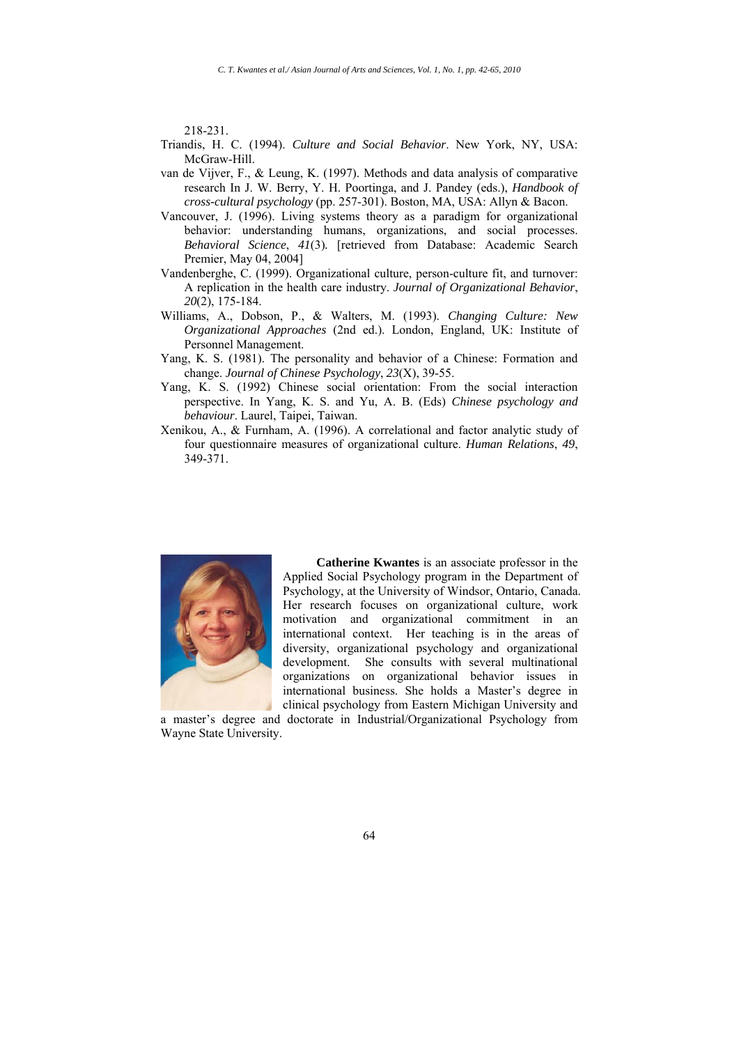218-231.

Triandis, H. C. (1994). *Culture and Social Behavior*. New York, NY, USA: McGraw-Hill.

van de Vijver, F., & Leung, K. (1997). Methods and data analysis of comparative research In J. W. Berry, Y. H. Poortinga, and J. Pandey (eds.), *Handbook of cross-cultural psychology* (pp. 257-301). Boston, MA, USA: Allyn & Bacon.

Vancouver, J. (1996). Living systems theory as a paradigm for organizational behavior: understanding humans, organizations, and social processes. *Behavioral Science*, *41*(3). [retrieved from Database: Academic Search Premier, May 04, 2004]

Vandenberghe, C. (1999). Organizational culture, person-culture fit, and turnover: A replication in the health care industry. *Journal of Organizational Behavior*, *20*(2), 175-184.

Williams, A., Dobson, P., & Walters, M. (1993). *Changing Culture: New Organizational Approaches* (2nd ed.). London, England, UK: Institute of Personnel Management.

Yang, K. S. (1981). The personality and behavior of a Chinese: Formation and change. *Journal of Chinese Psychology*, *23*(X), 39-55.

Yang, K. S. (1992) Chinese social orientation: From the social interaction perspective. In Yang, K. S. and Yu, A. B. (Eds) *Chinese psychology and behaviour*. Laurel, Taipei, Taiwan.

Xenikou, A., & Furnham, A. (1996). A correlational and factor analytic study of four questionnaire measures of organizational culture. *Human Relations*, *49*, 349-371.

**Catherine Kwantes** is an associate professor in the Applied Social Psychology program in the Department of Psychology, at the University of Windsor, Ontario, Canada. Her research focuses on organizational culture, work motivation and organizational commitment in an international context. Her teaching is in the areas of diversity, organizational psychology and organizational development. She consults with several multinational organizations on organizational behavior issues in international business. She holds a Master's degree in clinical psychology from Eastern Michigan University and a master's degree and doctorate in Industrial/Organizational Psychology from Wayne State University.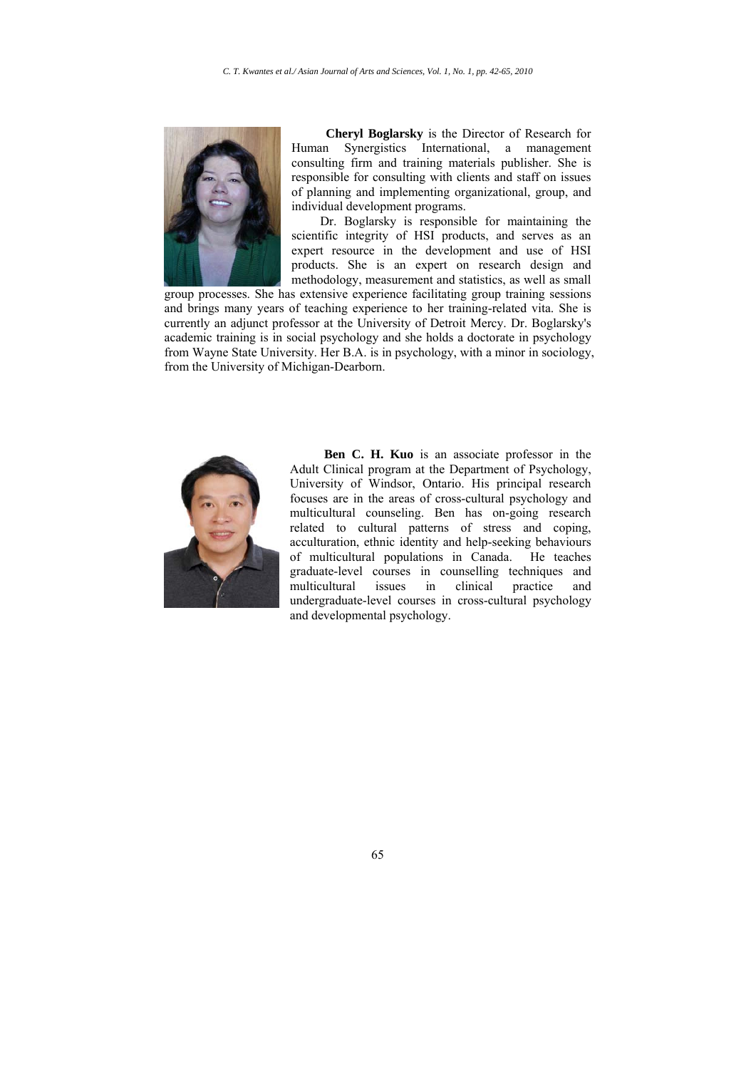**Cheryl Boglarsky** is the Director of Research for Human Synergistics International, a management consulting firm and training materials publisher. She is responsible for consulting with clients and staff on issues of planning and implementing organizational, group, and individual development programs.

Dr. Boglarsky is responsible for maintaining the scientific integrity of HSI products, and serves as an expert resource in the development and use of HSI products. She is an expert on research design and methodology, measurement and statistics, as well as small group processes. She has extensive experience facilitating group training sessions and brings many years of teaching experience to her training-related vita. She is currently an adjunct professor at the University of Detroit Mercy. Dr. Boglarsky's academic training is in social psychology and she holds a doctorate in psychology from Wayne State University. Her B.A. is in psychology, with a minor in sociology, from the University of Michigan-Dearborn.

**Ben C. H. Kuo** is an associate professor in the Adult Clinical program at the Department of Psychology, University of Windsor, Ontario. His principal research focuses are in the areas of cross-cultural psychology and multicultural counseling. Ben has on-going research related to cultural patterns of stress and coping, acculturation, ethnic identity and help-seeking behaviours of multicultural populations in Canada. He teaches graduate-level courses in counselling techniques and multicultural issues in clinical practice and undergraduate-level courses in cross-cultural psychology and developmental psychology.